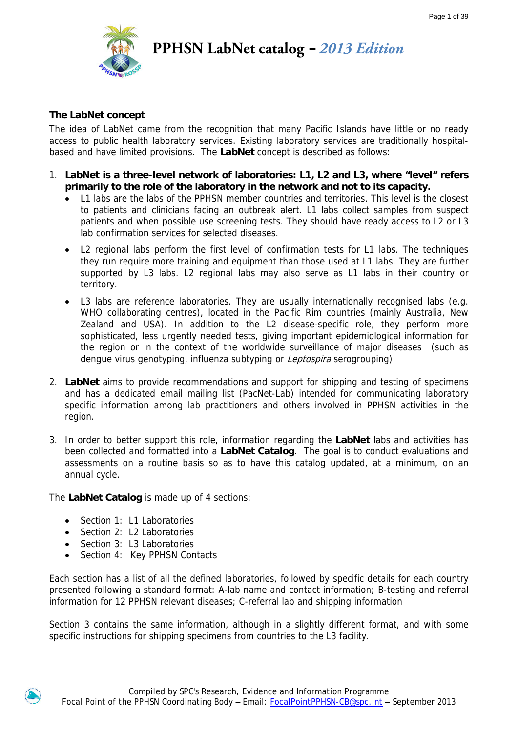# PPHSN LabNet catalog – *2013 Edition*

## The LabNet concept

The idea of LabNet came from the recognition that many Pacific Islands have little or no ready access to public health laboratory services. Existing laboratory services are traditionally hospital-based and have limited provisions. The **LabNet** concept is described as follows:

1. **LabNet is a three-level network of laboratories: L1, L2 and L3, where "level" refers primarily to the role of the laboratory in the network and not to its capacity.**
   - L1 labs are the labs of the PPHSN member countries and territories. This level is the closest to patients and clinicians facing an outbreak alert. L1 labs collect samples from suspect patients and when possible use screening tests. They should have ready access to L2 or L3 lab confirmation services for selected diseases.
   - L2 regional labs perform the first level of confirmation tests for L1 labs. The techniques they run require more training and equipment than those used at L1 labs. They are further supported by L3 labs. L2 regional labs may also serve as L1 labs in their country or territory.
   - L3 labs are reference laboratories. They are usually internationally recognised labs (e.g. WHO collaborating centres), located in the Pacific Rim countries (mainly Australia, New Zealand and USA). In addition to the L2 disease-specific role, they perform more sophisticated, less urgently needed tests, giving important epidemiological information for the region or in the context of the worldwide surveillance of major diseases (such as dengue virus genotyping, influenza subtyping or *Leptospira* serogrouping).

2. **LabNet** aims to provide recommendations and support for shipping and testing of specimens and has a dedicated email mailing list (PacNet-Lab) intended for communicating laboratory specific information among lab practitioners and others involved in PPHSN activities in the region.

3. In order to better support this role, information regarding the **LabNet** labs and activities has been collected and formatted into a **LabNet Catalog**. The goal is to conduct evaluations and assessments on a routine basis so as to have this catalog updated, at a minimum, on an annual cycle.

The **LabNet Catalog** is made up of 4 sections:

- Section 1: L1 Laboratories
- Section 2: L2 Laboratories
- Section 3: L3 Laboratories
- Section 4: Key PPHSN Contacts

Each section has a list of all the defined laboratories, followed by specific details for each country presented following a standard format: A-lab name and contact information; B-testing and referral information for 12 PPHSN relevant diseases; C-referral lab and shipping information

Section 3 contains the same information, although in a slightly different format, and with some specific instructions for shipping specimens from countries to the L3 facility.

Compiled by SPC's Research, Evidence and Information Programme
Focal Point of the PPHSN Coordinating Body – Email: FocalPointPPHSN-CB@spc.int – September 2013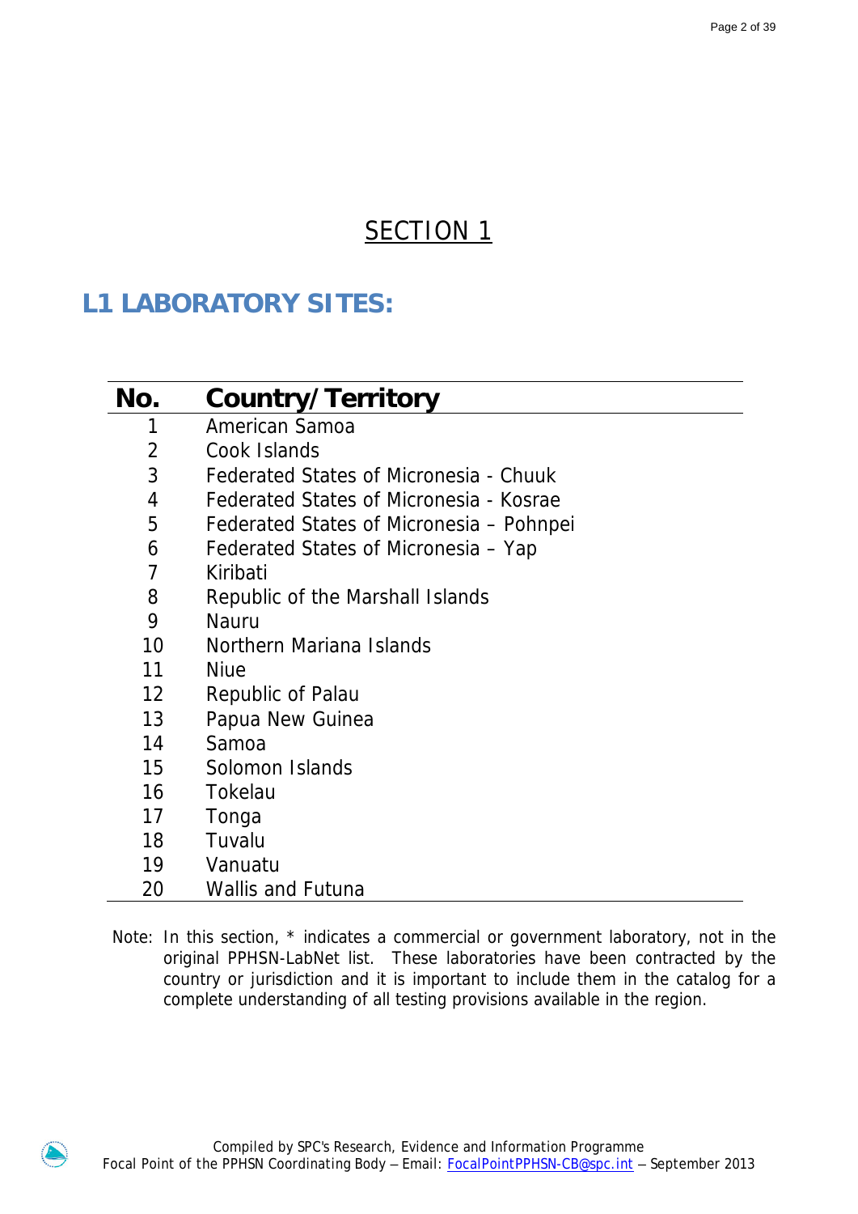# SECTION 1

## L1 LABORATORY SITES:

| No. | Country/Territory |
|---|---|
| 1 | American Samoa |
| 2 | Cook Islands |
| 3 | Federated States of Micronesia - Chuuk |
| 4 | Federated States of Micronesia - Kosrae |
| 5 | Federated States of Micronesia – Pohnpei |
| 6 | Federated States of Micronesia – Yap |
| 7 | Kiribati |
| 8 | Republic of the Marshall Islands |
| 9 | Nauru |
| 10 | Northern Mariana Islands |
| 11 | Niue |
| 12 | Republic of Palau |
| 13 | Papua New Guinea |
| 14 | Samoa |
| 15 | Solomon Islands |
| 16 | Tokelau |
| 17 | Tonga |
| 18 | Tuvalu |
| 19 | Vanuatu |
| 20 | Wallis and Futuna |

Note: In this section, * indicates a commercial or government laboratory, not in the original PPHSN-LabNet list. These laboratories have been contracted by the country or jurisdiction and it is important to include them in the catalog for a complete understanding of all testing provisions available in the region.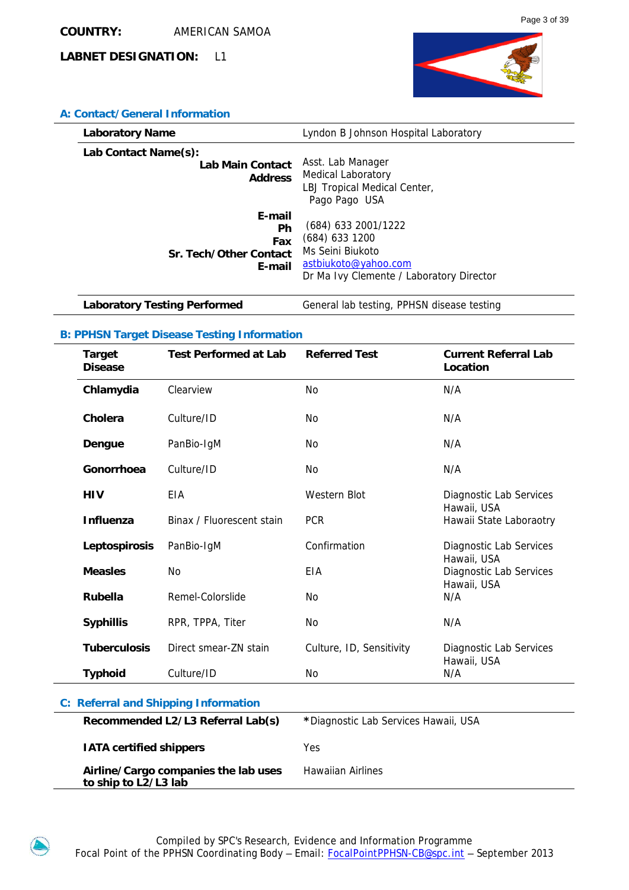**COUNTRY:** AMERICAN SAMOA

**LABNET DESIGNATION:** L1

## A: Contact/General Information

| **Laboratory Name** | Lyndon B Johnson Hospital Laboratory |
|---|---|
| **Lab Contact Name(s):** | |
| **Lab Main Contact** | Asst. Lab Manager |
| **Address** | Medical Laboratory<br>LBJ Tropical Medical Center,<br>Pago Pago USA |
| **E-mail** | |
| **Ph** | (684) 633 2001/1222 |
| **Fax** | (684) 633 1200 |
| **Sr. Tech/Other Contact** | Ms Seini Biukoto |
| **E-mail** | astbiukoto@yahoo.com |
| | Dr Ma Ivy Clemente / Laboratory Director |
| **Laboratory Testing Performed** | General lab testing, PPHSN disease testing |

## B: PPHSN Target Disease Testing Information

| Target Disease | Test Performed at Lab | Referred Test | Current Referral Lab Location |
|---|---|---|---|
| **Chlamydia** | Clearview | No | N/A |
| **Cholera** | Culture/ID | No | N/A |
| **Dengue** | PanBio-IgM | No | N/A |
| **Gonorrhoea** | Culture/ID | No | N/A |
| **HIV** | EIA | Western Blot | Diagnostic Lab Services Hawaii, USA |
| **Influenza** | Binax / Fluorescent stain | PCR | Hawaii State Laboraotry |
| **Leptospirosis** | PanBio-IgM | Confirmation | Diagnostic Lab Services Hawaii, USA |
| **Measles** | No | EIA | Diagnostic Lab Services Hawaii, USA |
| **Rubella** | Remel-Colorslide | No | N/A |
| **Syphillis** | RPR, TPPA, Titer | No | N/A |
| **Tuberculosis** | Direct smear-ZN stain | Culture, ID, Sensitivity | Diagnostic Lab Services Hawaii, USA |
| **Typhoid** | Culture/ID | No | N/A |

## C: Referral and Shipping Information

| **Recommended L2/L3 Referral Lab(s)** | *Diagnostic Lab Services Hawaii, USA |
|---|---|
| **IATA certified shippers** | Yes |
| **Airline/Cargo companies the lab uses to ship to L2/L3 lab** | Hawaiian Airlines |

Compiled by SPC's Research, Evidence and Information Programme
Focal Point of the PPHSN Coordinating Body – Email: FocalPointPPHSN-CB@spc.int – September 2013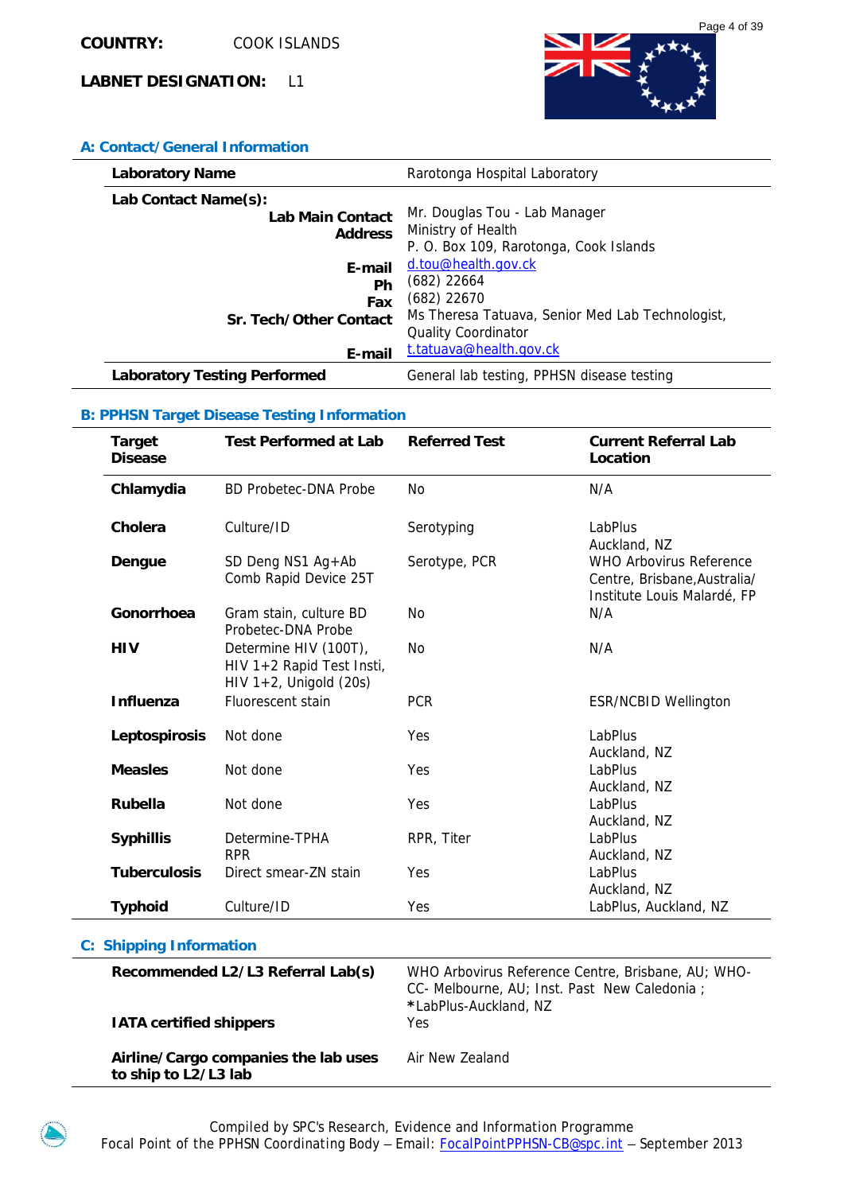**COUNTRY:** COOK ISLANDS

**LABNET DESIGNATION:** L1

## A: Contact/General Information

| | |
|---|---|
| **Laboratory Name** | Rarotonga Hospital Laboratory |
| **Lab Contact Name(s):** | |
| **Lab Main Contact** | Mr. Douglas Tou - Lab Manager |
| **Address** | Ministry of Health<br>P. O. Box 109, Rarotonga, Cook Islands |
| **E-mail** | d.tou@health.gov.ck |
| **Ph** | (682) 22664 |
| **Fax** | (682) 22670 |
| **Sr. Tech/Other Contact** | Ms Theresa Tatuava, Senior Med Lab Technologist, Quality Coordinator |
| **E-mail** | t.tatuava@health.gov.ck |
| **Laboratory Testing Performed** | General lab testing, PPHSN disease testing |

## B: PPHSN Target Disease Testing Information

| Target Disease | Test Performed at Lab | Referred Test | Current Referral Lab Location |
|---|---|---|---|
| **Chlamydia** | BD Probetec-DNA Probe | No | N/A |
| **Cholera** | Culture/ID | Serotyping | LabPlus Auckland, NZ |
| **Dengue** | SD Deng NS1 Ag+Ab Comb Rapid Device 25T | Serotype, PCR | WHO Arbovirus Reference Centre, Brisbane,Australia/ Institute Louis Malardé, FP |
| **Gonorrhoea** | Gram stain, culture BD Probetec-DNA Probe | No | N/A |
| **HIV** | Determine HIV (100T), HIV 1+2 Rapid Test Insti, HIV 1+2, Unigold (20s) | No | N/A |
| **Influenza** | Fluorescent stain | PCR | ESR/NCBID Wellington |
| **Leptospirosis** | Not done | Yes | LabPlus Auckland, NZ |
| **Measles** | Not done | Yes | LabPlus Auckland, NZ |
| **Rubella** | Not done | Yes | LabPlus Auckland, NZ |
| **Syphillis** | Determine-TPHA RPR | RPR, Titer | LabPlus Auckland, NZ |
| **Tuberculosis** | Direct smear-ZN stain | Yes | LabPlus Auckland, NZ |
| **Typhoid** | Culture/ID | Yes | LabPlus, Auckland, NZ |

## C: Shipping Information

| | |
|---|---|
| **Recommended L2/L3 Referral Lab(s)** | WHO Arbovirus Reference Centre, Brisbane, AU; WHO-CC- Melbourne, AU; Inst. Past New Caledonia ; *LabPlus-Auckland, NZ |
| **IATA certified shippers** | Yes |
| **Airline/Cargo companies the lab uses to ship to L2/L3 lab** | Air New Zealand |

Compiled by SPC's Research, Evidence and Information Programme
Focal Point of the PPHSN Coordinating Body – Email: FocalPointPPHSN-CB@spc.int – September 2013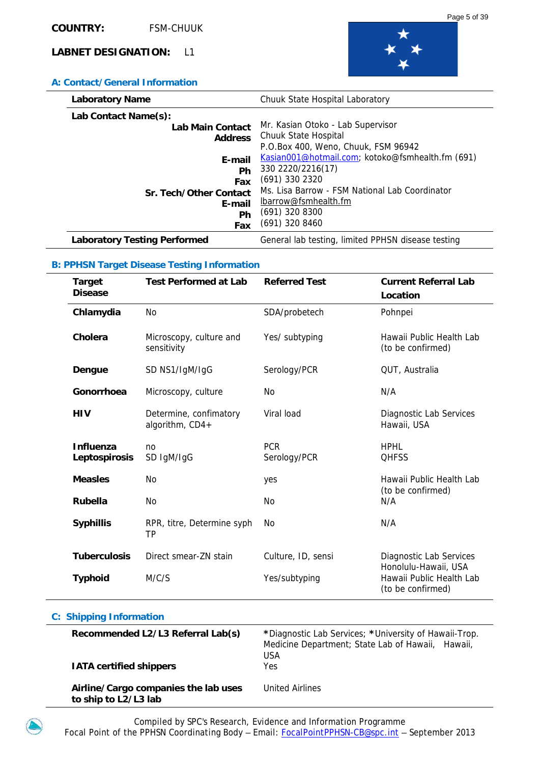**COUNTRY:** FSM-CHUUK

**LABNET DESIGNATION:** L1

## A: Contact/General Information

| | |
|---|---|
| **Laboratory Name** | Chuuk State Hospital Laboratory |
| **Lab Contact Name(s):** | |
| **Lab Main Contact** | Mr. Kasian Otoko - Lab Supervisor |
| **Address** | Chuuk State Hospital<br>P.O.Box 400, Weno, Chuuk, FSM 96942 |
| **E-mail** | Kasian001@hotmail.com; kotoko@fsmhealth.fm (691) |
| **Ph** | 330 2220/2216(17) |
| **Fax** | (691) 330 2320 |
| **Sr. Tech/Other Contact** | Ms. Lisa Barrow - FSM National Lab Coordinator |
| **E-mail** | lbarrow@fsmhealth.fm |
| **Ph** | (691) 320 8300 |
| **Fax** | (691) 320 8460 |
| **Laboratory Testing Performed** | General lab testing, limited PPHSN disease testing |

## B: PPHSN Target Disease Testing Information

| Target Disease | Test Performed at Lab | Referred Test | Current Referral Lab Location |
|---|---|---|---|
| **Chlamydia** | No | SDA/probetech | Pohnpei |
| **Cholera** | Microscopy, culture and sensitivity | Yes/ subtyping | Hawaii Public Health Lab (to be confirmed) |
| **Dengue** | SD NS1/IgM/IgG | Serology/PCR | QUT, Australia |
| **Gonorrhoea** | Microscopy, culture | No | N/A |
| **HIV** | Determine, confimatory algorithm, CD4+ | Viral load | Diagnostic Lab Services Hawaii, USA |
| **Influenza** | no | PCR | HPHL |
| **Leptospirosis** | SD IgM/IgG | Serology/PCR | QHFSS |
| **Measles** | No | yes | Hawaii Public Health Lab (to be confirmed) |
| **Rubella** | No | No | N/A |
| **Syphillis** | RPR, titre, Determine syph TP | No | N/A |
| **Tuberculosis** | Direct smear-ZN stain | Culture, ID, sensi | Diagnostic Lab Services Honolulu-Hawaii, USA |
| **Typhoid** | M/C/S | Yes/subtyping | Hawaii Public Health Lab (to be confirmed) |

## C: Shipping Information

| | |
|---|---|
| **Recommended L2/L3 Referral Lab(s)** | *Diagnostic Lab Services; *University of Hawaii-Trop. Medicine Department; State Lab of Hawaii, Hawaii, USA |
| **IATA certified shippers** | Yes |
| **Airline/Cargo companies the lab uses to ship to L2/L3 lab** | United Airlines |

Compiled by SPC's Research, Evidence and Information Programme
Focal Point of the PPHSN Coordinating Body – Email: FocalPointPPHSN-CB@spc.int – September 2013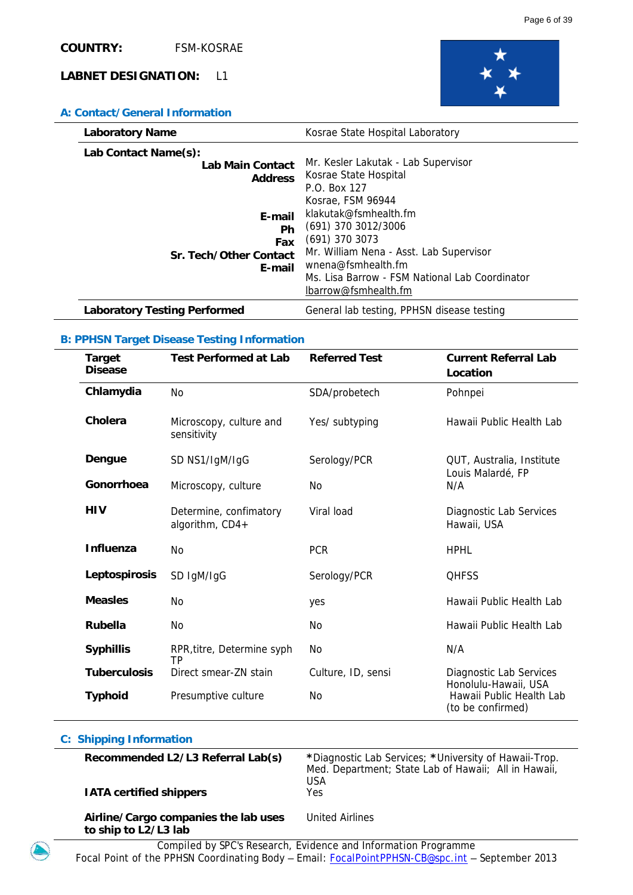**COUNTRY:** FSM-KOSRAE

**LABNET DESIGNATION:** L1

## A: Contact/General Information

| | |
|---|---|
| **Laboratory Name** | Kosrae State Hospital Laboratory |
| **Lab Contact Name(s):** | |
| **Lab Main Contact** | Mr. Kesler Lakutak - Lab Supervisor |
| **Address** | Kosrae State Hospital<br>P.O. Box 127<br>Kosrae, FSM 96944 |
| **E-mail** | klakutak@fsmhealth.fm |
| **Ph** | (691) 370 3012/3006 |
| **Fax** | (691) 370 3073 |
| **Sr. Tech/Other Contact** | Mr. William Nena - Asst. Lab Supervisor |
| **E-mail** | wnena@fsmhealth.fm |
| | Ms. Lisa Barrow - FSM National Lab Coordinator<br>lbarrow@fsmhealth.fm |
| **Laboratory Testing Performed** | General lab testing, PPHSN disease testing |

## B: PPHSN Target Disease Testing Information

| Target Disease | Test Performed at Lab | Referred Test | Current Referral Lab Location |
|---|---|---|---|
| **Chlamydia** | No | SDA/probetech | Pohnpei |
| **Cholera** | Microscopy, culture and sensitivity | Yes/ subtyping | Hawaii Public Health Lab |
| **Dengue** | SD NS1/IgM/IgG | Serology/PCR | QUT, Australia, Institute Louis Malardé, FP |
| **Gonorrhoea** | Microscopy, culture | No | N/A |
| **HIV** | Determine, confimatory algorithm, CD4+ | Viral load | Diagnostic Lab Services Hawaii, USA |
| **Influenza** | No | PCR | HPHL |
| **Leptospirosis** | SD IgM/IgG | Serology/PCR | QHFSS |
| **Measles** | No | yes | Hawaii Public Health Lab |
| **Rubella** | No | No | Hawaii Public Health Lab |
| **Syphillis** | RPR,titre, Determine syph TP | No | N/A |
| **Tuberculosis** | Direct smear-ZN stain | Culture, ID, sensi | Diagnostic Lab Services Honolulu-Hawaii, USA |
| **Typhoid** | Presumptive culture | No | Hawaii Public Health Lab (to be confirmed) |

## C: Shipping Information

| | |
|---|---|
| **Recommended L2/L3 Referral Lab(s)** | *Diagnostic Lab Services; *University of Hawaii-Trop. Med. Department; State Lab of Hawaii; All in Hawaii, USA |
| **IATA certified shippers** | Yes |
| **Airline/Cargo companies the lab uses to ship to L2/L3 lab** | United Airlines |

Compiled by SPC's Research, Evidence and Information Programme
Focal Point of the PPHSN Coordinating Body – Email: FocalPointPPHSN-CB@spc.int – September 2013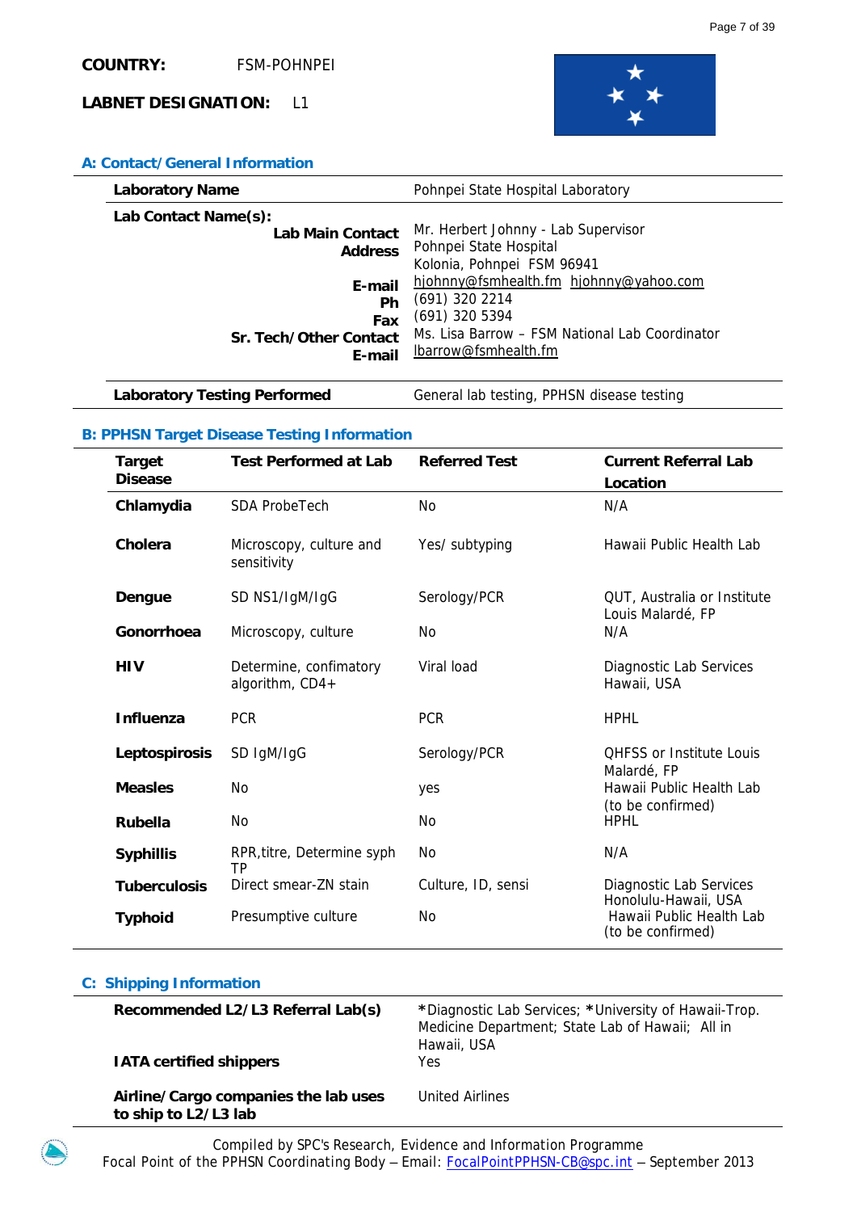**COUNTRY:** FSM-POHNPEI

**LABNET DESIGNATION:** L1

## A: Contact/General Information

| **Laboratory Name** | Pohnpei State Hospital Laboratory |
|---|---|
| **Lab Contact Name(s):** | |
| **Lab Main Contact** | Mr. Herbert Johnny - Lab Supervisor |
| **Address** | Pohnpei State Hospital<br>Kolonia, Pohnpei FSM 96941 |
| **E-mail** | hjohnny@fsmhealth.fm hjohnny@yahoo.com |
| **Ph** | (691) 320 2214 |
| **Fax** | (691) 320 5394 |
| **Sr. Tech/Other Contact** | Ms. Lisa Barrow – FSM National Lab Coordinator |
| **E-mail** | lbarrow@fsmhealth.fm |
| **Laboratory Testing Performed** | General lab testing, PPHSN disease testing |

## B: PPHSN Target Disease Testing Information

| Target Disease | Test Performed at Lab | Referred Test | Current Referral Lab Location |
|---|---|---|---|
| **Chlamydia** | SDA ProbeTech | No | N/A |
| **Cholera** | Microscopy, culture and sensitivity | Yes/ subtyping | Hawaii Public Health Lab |
| **Dengue** | SD NS1/IgM/IgG | Serology/PCR | QUT, Australia or Institute Louis Malardé, FP |
| **Gonorrhoea** | Microscopy, culture | No | N/A |
| **HIV** | Determine, confimatory algorithm, CD4+ | Viral load | Diagnostic Lab Services Hawaii, USA |
| **Influenza** | PCR | PCR | HPHL |
| **Leptospirosis** | SD IgM/IgG | Serology/PCR | QHFSS or Institute Louis Malardé, FP |
| **Measles** | No | yes | Hawaii Public Health Lab (to be confirmed) |
| **Rubella** | No | No | HPHL |
| **Syphillis** | RPR,titre, Determine syph TP | No | N/A |
| **Tuberculosis** | Direct smear-ZN stain | Culture, ID, sensi | Diagnostic Lab Services Honolulu-Hawaii, USA |
| **Typhoid** | Presumptive culture | No | Hawaii Public Health Lab (to be confirmed) |

## C: Shipping Information

| **Recommended L2/L3 Referral Lab(s)** | *Diagnostic Lab Services; *University of Hawaii-Trop. Medicine Department; State Lab of Hawaii; All in Hawaii, USA |
|---|---|
| **IATA certified shippers** | Yes |
| **Airline/Cargo companies the lab uses to ship to L2/L3 lab** | United Airlines |

Compiled by SPC's Research, Evidence and Information Programme
Focal Point of the PPHSN Coordinating Body – Email: FocalPointPPHSN-CB@spc.int – September 2013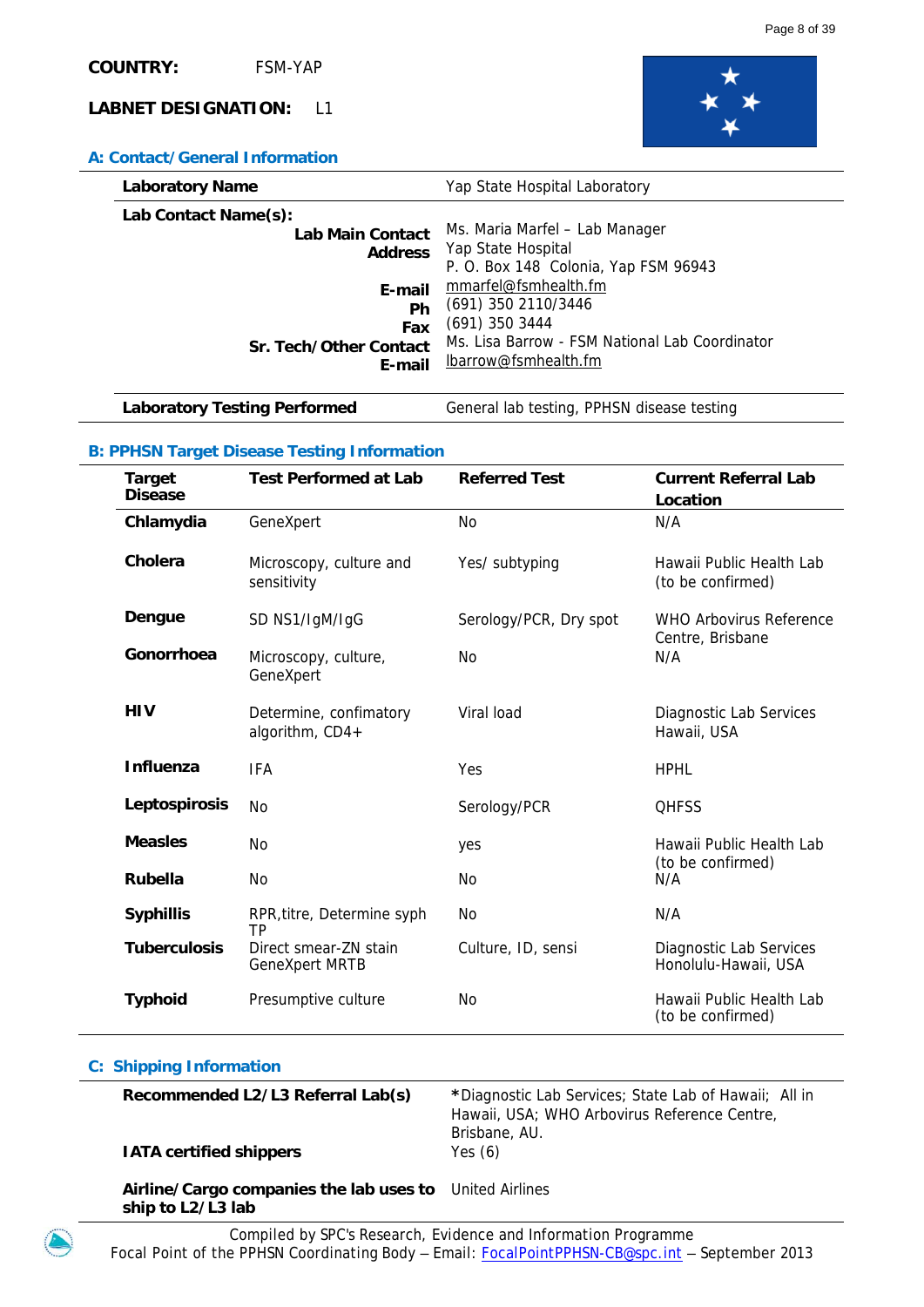**COUNTRY:** FSM-YAP

**LABNET DESIGNATION:** L1

## A: Contact/General Information

| | |
|---|---|
| **Laboratory Name** | Yap State Hospital Laboratory |
| **Lab Contact Name(s):** | |
| **Lab Main Contact** | Ms. Maria Marfel – Lab Manager |
| **Address** | Yap State Hospital<br>P. O. Box 148 Colonia, Yap FSM 96943 |
| **E-mail** | mmarfel@fsmhealth.fm |
| **Ph** | (691) 350 2110/3446 |
| **Fax** | (691) 350 3444 |
| **Sr. Tech/Other Contact** | Ms. Lisa Barrow - FSM National Lab Coordinator |
| **E-mail** | lbarrow@fsmhealth.fm |
| **Laboratory Testing Performed** | General lab testing, PPHSN disease testing |

## B: PPHSN Target Disease Testing Information

| Target Disease | Test Performed at Lab | Referred Test | Current Referral Lab Location |
|---|---|---|---|
| **Chlamydia** | GeneXpert | No | N/A |
| **Cholera** | Microscopy, culture and sensitivity | Yes/ subtyping | Hawaii Public Health Lab (to be confirmed) |
| **Dengue** | SD NS1/IgM/IgG | Serology/PCR, Dry spot | WHO Arbovirus Reference Centre, Brisbane |
| **Gonorrhoea** | Microscopy, culture, GeneXpert | No | N/A |
| **HIV** | Determine, confimatory algorithm, CD4+ | Viral load | Diagnostic Lab Services Hawaii, USA |
| **Influenza** | IFA | Yes | HPHL |
| **Leptospirosis** | No | Serology/PCR | QHFSS |
| **Measles** | No | yes | Hawaii Public Health Lab (to be confirmed) |
| **Rubella** | No | No | N/A |
| **Syphillis** | RPR,titre, Determine syph TP | No | N/A |
| **Tuberculosis** | Direct smear-ZN stain GeneXpert MRTB | Culture, ID, sensi | Diagnostic Lab Services Honolulu-Hawaii, USA |
| **Typhoid** | Presumptive culture | No | Hawaii Public Health Lab (to be confirmed) |

## C: Shipping Information

| | |
|---|---|
| **Recommended L2/L3 Referral Lab(s)** | *Diagnostic Lab Services; State Lab of Hawaii; All in Hawaii, USA; WHO Arbovirus Reference Centre, Brisbane, AU. |
| **IATA certified shippers** | Yes (6) |
| **Airline/Cargo companies the lab uses to ship to L2/L3 lab** | United Airlines |

Compiled by SPC's Research, Evidence and Information Programme
Focal Point of the PPHSN Coordinating Body – Email: FocalPointPPHSN-CB@spc.int – September 2013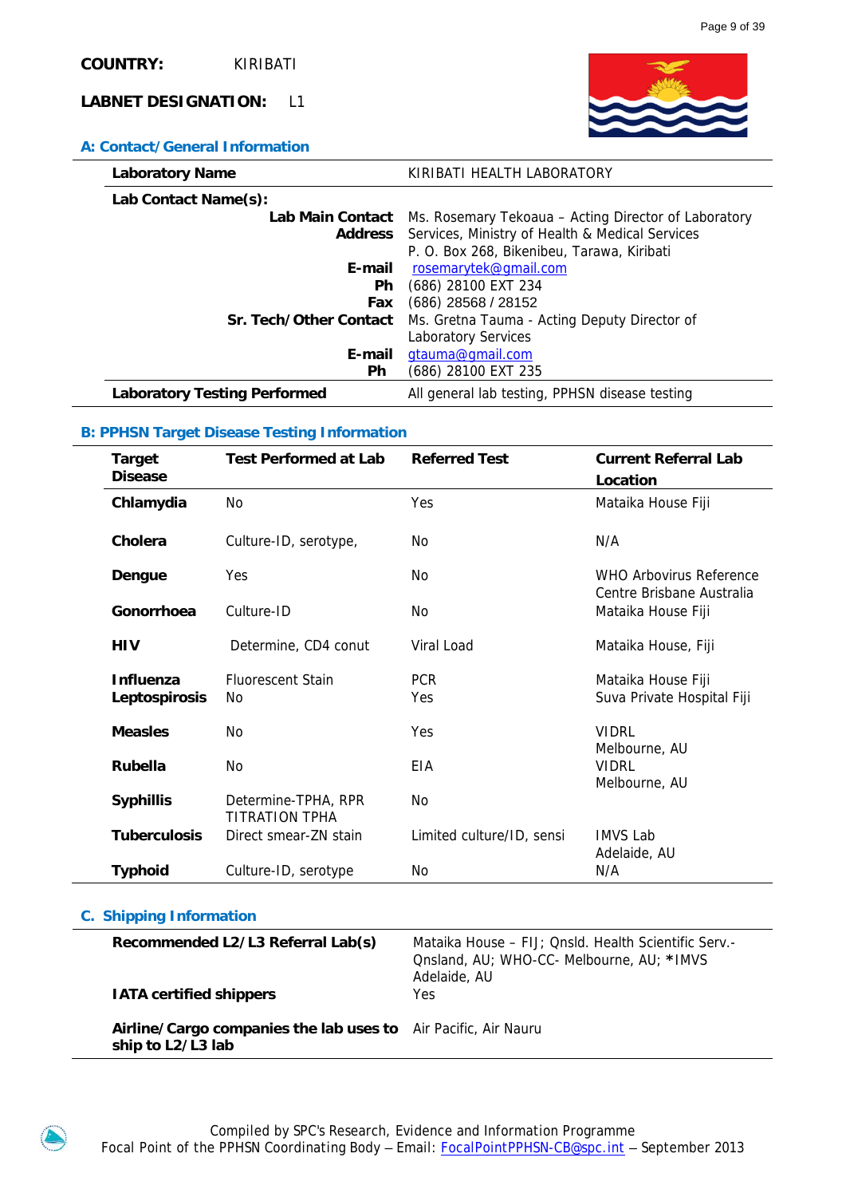**COUNTRY:** KIRIBATI

**LABNET DESIGNATION:** L1

## A: Contact/General Information

| | |
|---|---|
| **Laboratory Name** | KIRIBATI HEALTH LABORATORY |
| **Lab Contact Name(s):** | |
| **Lab Main Contact** **Address** | Ms. Rosemary Tekoaua – Acting Director of Laboratory Services, Ministry of Health & Medical Services P. O. Box 268, Bikenibeu, Tarawa, Kiribati |
| **E-mail** | rosemarytek@gmail.com |
| **Ph** | (686) 28100 EXT 234 |
| **Fax** | (686) 28568 / 28152 |
| **Sr. Tech/Other Contact** | Ms. Gretna Tauma - Acting Deputy Director of Laboratory Services |
| **E-mail** | gtauma@gmail.com |
| **Ph** | (686) 28100 EXT 235 |
| **Laboratory Testing Performed** | All general lab testing, PPHSN disease testing |

## B: PPHSN Target Disease Testing Information

| Target Disease | Test Performed at Lab | Referred Test | Current Referral Lab Location |
|---|---|---|---|
| **Chlamydia** | No | Yes | Mataika House Fiji |
| **Cholera** | Culture-ID, serotype, | No | N/A |
| **Dengue** | Yes | No | WHO Arbovirus Reference Centre Brisbane Australia |
| **Gonorrhoea** | Culture-ID | No | Mataika House Fiji |
| **HIV** | Determine, CD4 conut | Viral Load | Mataika House, Fiji |
| **Influenza** | Fluorescent Stain | PCR | Mataika House Fiji |
| **Leptospirosis** | No | Yes | Suva Private Hospital Fiji |
| **Measles** | No | Yes | VIDRL Melbourne, AU |
| **Rubella** | No | EIA | VIDRL Melbourne, AU |
| **Syphillis** | Determine-TPHA, RPR TITRATION TPHA | No | |
| **Tuberculosis** | Direct smear-ZN stain | Limited culture/ID, sensi | IMVS Lab Adelaide, AU |
| **Typhoid** | Culture-ID, serotype | No | N/A |

## C. Shipping Information

| | |
|---|---|
| **Recommended L2/L3 Referral Lab(s)** | Mataika House – FIJ; Qnsld. Health Scientific Serv.- Qnsland, AU; WHO-CC- Melbourne, AU; *IMVS Adelaide, AU |
| **IATA certified shippers** | Yes |
| **Airline/Cargo companies the lab uses to ship to L2/L3 lab** | Air Pacific, Air Nauru |

Compiled by SPC's Research, Evidence and Information Programme
Focal Point of the PPHSN Coordinating Body – Email: FocalPointPPHSN-CB@spc.int – September 2013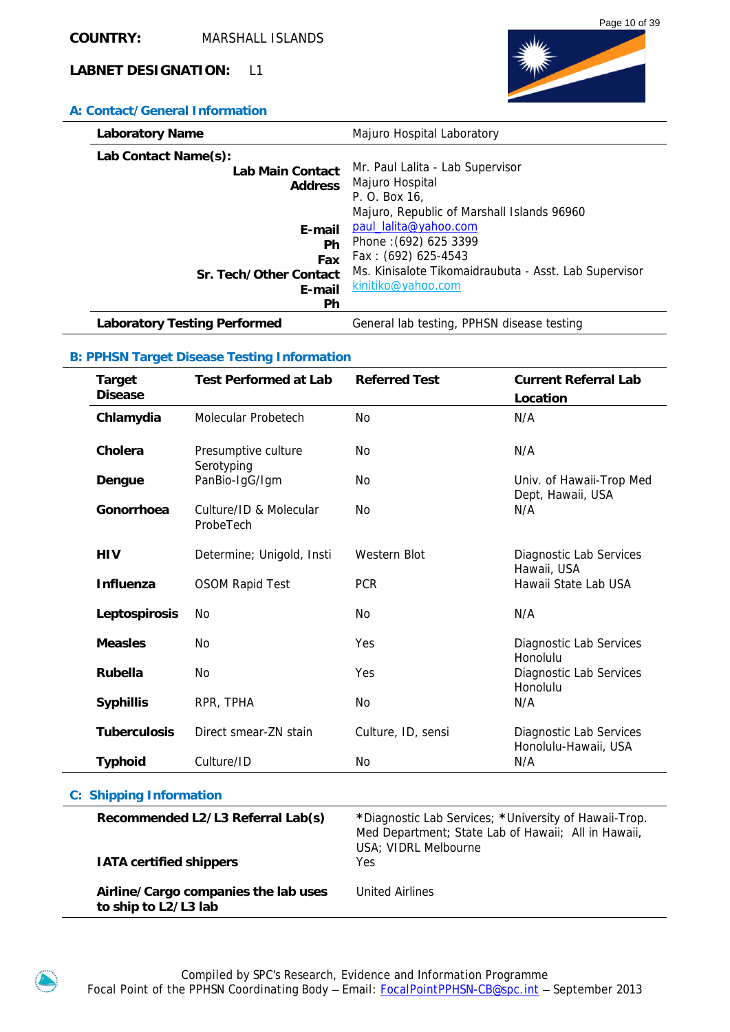**COUNTRY:** MARSHALL ISLANDS

**LABNET DESIGNATION:** L1

## A: Contact/General Information

| | |
|---|---|
| **Laboratory Name** | Majuro Hospital Laboratory |
| **Lab Contact Name(s):** | |
| **Lab Main Contact** | Mr. Paul Lalita - Lab Supervisor |
| **Address** | Majuro Hospital<br>P. O. Box 16,<br>Majuro, Republic of Marshall Islands 96960 |
| **E-mail** | paul_lalita@yahoo.com |
| **Ph** | Phone :(692) 625 3399 |
| **Fax** | Fax : (692) 625-4543 |
| **Sr. Tech/Other Contact** | Ms. Kinisalote Tikomaidraubuta - Asst. Lab Supervisor |
| **E-mail** | kinitiko@yahoo.com |
| **Ph** | |
| **Laboratory Testing Performed** | General lab testing, PPHSN disease testing |

## B: PPHSN Target Disease Testing Information

| Target Disease | Test Performed at Lab | Referred Test | Current Referral Lab Location |
|---|---|---|---|
| **Chlamydia** | Molecular Probetech | No | N/A |
| **Cholera** | Presumptive culture Serotyping | No | N/A |
| **Dengue** | PanBio-IgG/Igm | No | Univ. of Hawaii-Trop Med Dept, Hawaii, USA |
| **Gonorrhoea** | Culture/ID & Molecular ProbeTech | No | N/A |
| **HIV** | Determine; Unigold, Insti | Western Blot | Diagnostic Lab Services Hawaii, USA |
| **Influenza** | OSOM Rapid Test | PCR | Hawaii State Lab USA |
| **Leptospirosis** | No | No | N/A |
| **Measles** | No | Yes | Diagnostic Lab Services Honolulu |
| **Rubella** | No | Yes | Diagnostic Lab Services Honolulu |
| **Syphillis** | RPR, TPHA | No | N/A |
| **Tuberculosis** | Direct smear-ZN stain | Culture, ID, sensi | Diagnostic Lab Services Honolulu-Hawaii, USA |
| **Typhoid** | Culture/ID | No | N/A |

## C: Shipping Information

| | |
|---|---|
| **Recommended L2/L3 Referral Lab(s)** | *Diagnostic Lab Services; *University of Hawaii-Trop. Med Department; State Lab of Hawaii; All in Hawaii, USA; VIDRL Melbourne |
| **IATA certified shippers** | Yes |
| **Airline/Cargo companies the lab uses to ship to L2/L3 lab** | United Airlines |

Compiled by SPC's Research, Evidence and Information Programme
Focal Point of the PPHSN Coordinating Body – Email: FocalPointPPHSN-CB@spc.int – September 2013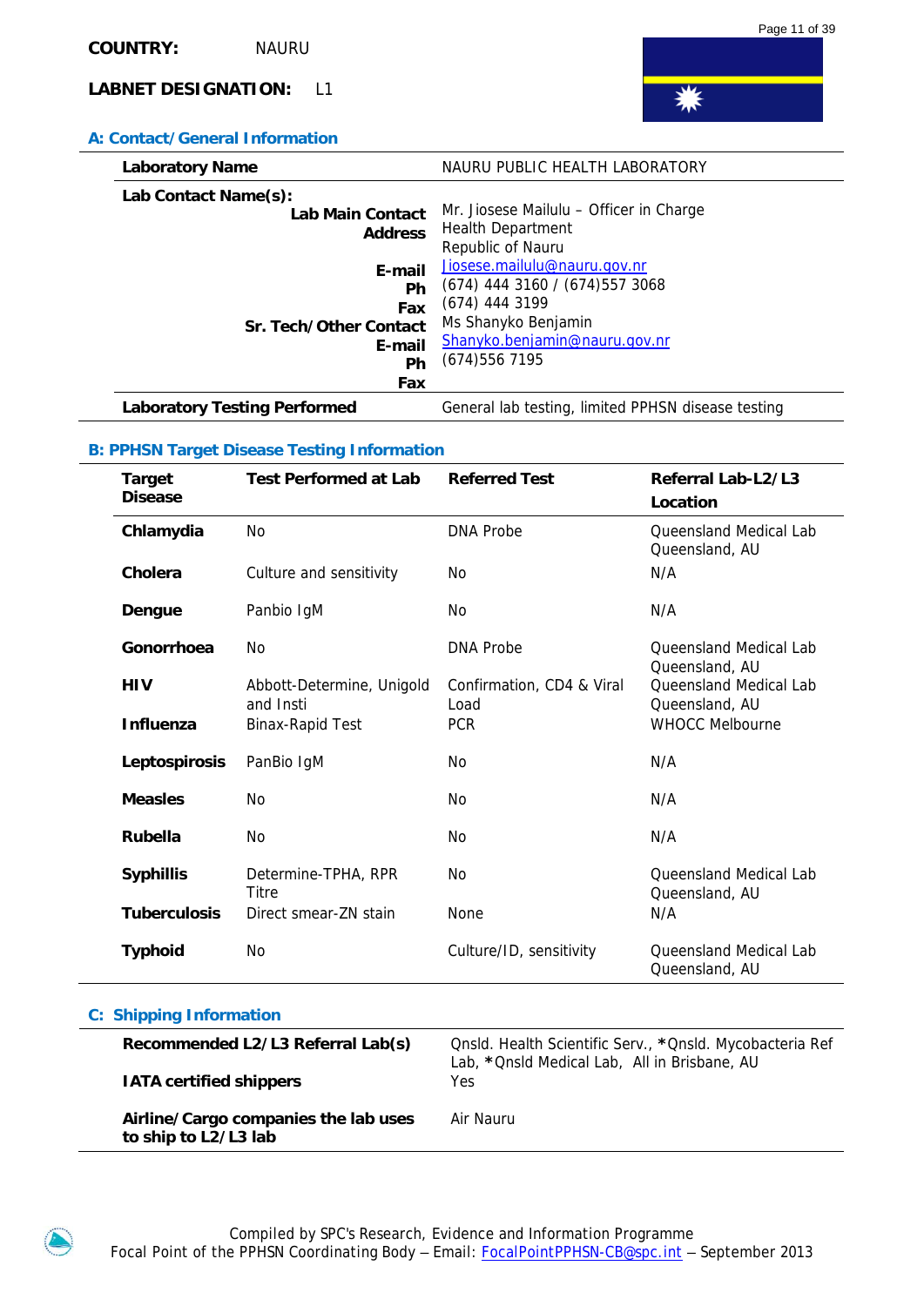**COUNTRY:** NAURU

**LABNET DESIGNATION:** L1

### A: Contact/General Information

| Laboratory Name | NAURU PUBLIC HEALTH LABORATORY |
|---|---|
| **Lab Contact Name(s):** | |
| **Lab Main Contact** | Mr. Jiosese Mailulu – Officer in Charge |
| **Address** | Health Department<br>Republic of Nauru |
| **E-mail** | Jiosese.mailulu@nauru.gov.nr |
| **Ph** | (674) 444 3160 / (674)557 3068 |
| **Fax** | (674) 444 3199 |
| **Sr. Tech/Other Contact** | Ms Shanyko Benjamin |
| **E-mail** | Shanyko.benjamin@nauru.gov.nr |
| **Ph** | (674)556 7195 |
| **Fax** | |
| **Laboratory Testing Performed** | General lab testing, limited PPHSN disease testing |

### B: PPHSN Target Disease Testing Information

| Target Disease | Test Performed at Lab | Referred Test | Referral Lab-L2/L3 Location |
|---|---|---|---|
| **Chlamydia** | No | DNA Probe | Queensland Medical Lab Queensland, AU |
| **Cholera** | Culture and sensitivity | No | N/A |
| **Dengue** | Panbio IgM | No | N/A |
| **Gonorrhoea** | No | DNA Probe | Queensland Medical Lab Queensland, AU |
| **HIV** | Abbott-Determine, Unigold and Insti | Confirmation, CD4 & Viral Load | Queensland Medical Lab Queensland, AU |
| **Influenza** | Binax-Rapid Test | PCR | WHOCC Melbourne |
| **Leptospirosis** | PanBio IgM | No | N/A |
| **Measles** | No | No | N/A |
| **Rubella** | No | No | N/A |
| **Syphillis** | Determine-TPHA, RPR Titre | No | Queensland Medical Lab Queensland, AU |
| **Tuberculosis** | Direct smear-ZN stain | None | N/A |
| **Typhoid** | No | Culture/ID, sensitivity | Queensland Medical Lab Queensland, AU |

### C: Shipping Information

| Recommended L2/L3 Referral Lab(s) | Qnsld. Health Scientific Serv., *Qnsld. Mycobacteria Ref Lab, *Qnsld Medical Lab, All in Brisbane, AU |
|---|---|
| **IATA certified shippers** | Yes |
| **Airline/Cargo companies the lab uses to ship to L2/L3 lab** | Air Nauru |

Compiled by SPC's Research, Evidence and Information Programme
Focal Point of the PPHSN Coordinating Body – Email: FocalPointPPHSN-CB@spc.int – September 2013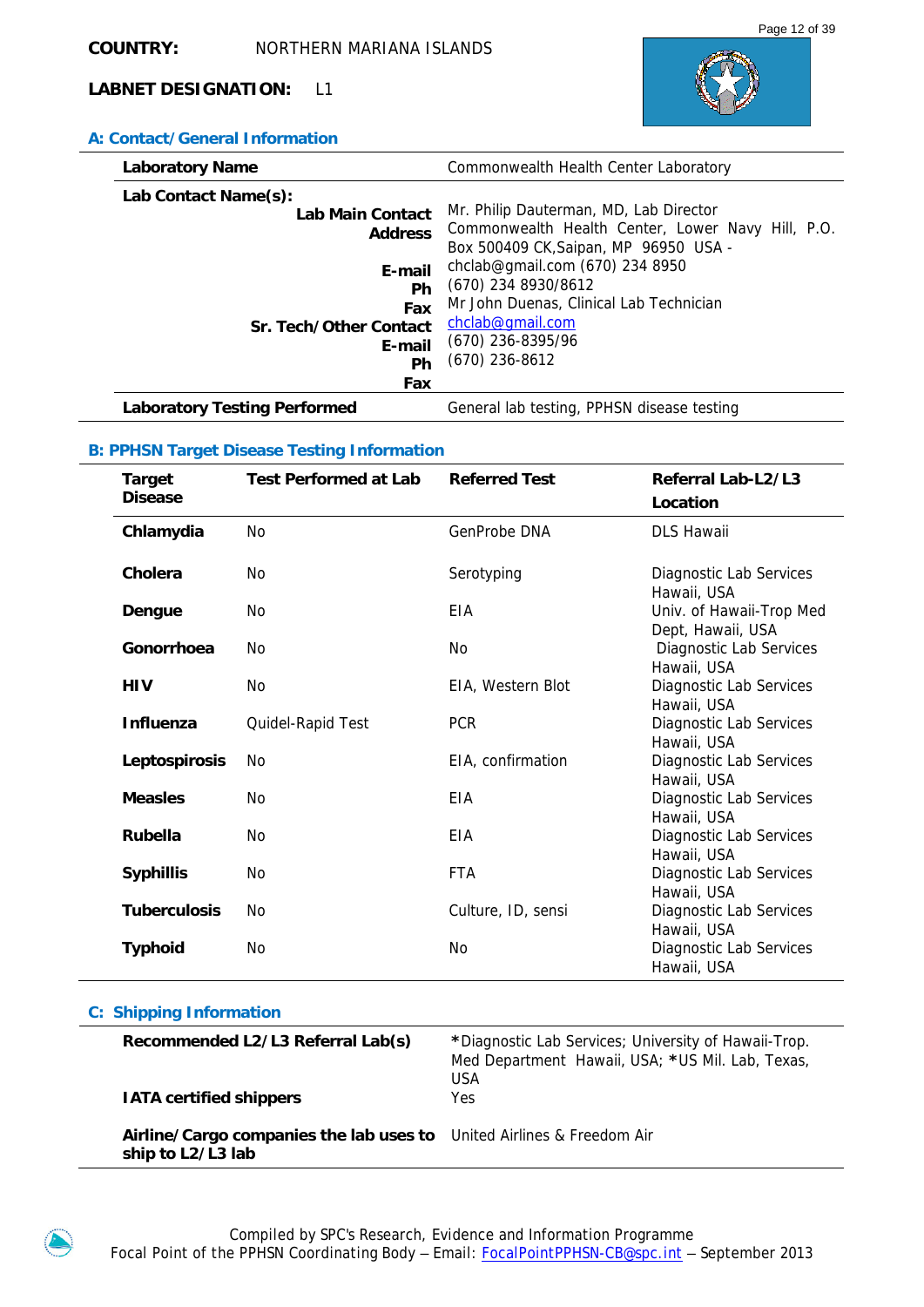**COUNTRY:** NORTHERN MARIANA ISLANDS

**LABNET DESIGNATION:** L1

## A: Contact/General Information

| | |
|---|---|
| **Laboratory Name** | Commonwealth Health Center Laboratory |
| **Lab Contact Name(s):** | |
| **Lab Main Contact** | Mr. Philip Dauterman, MD, Lab Director |
| **Address** | Commonwealth Health Center, Lower Navy Hill, P.O. Box 500409 CK,Saipan, MP 96950 USA - |
| **E-mail** | chclab@gmail.com (670) 234 8950 |
| **Ph** | (670) 234 8930/8612 |
| **Fax** | Mr John Duenas, Clinical Lab Technician |
| **Sr. Tech/Other Contact** | chclab@gmail.com |
| **E-mail** | (670) 236-8395/96 |
| **Ph** | (670) 236-8612 |
| **Fax** | |
| **Laboratory Testing Performed** | General lab testing, PPHSN disease testing |

## B: PPHSN Target Disease Testing Information

| Target Disease | Test Performed at Lab | Referred Test | Referral Lab-L2/L3 Location |
|---|---|---|---|
| **Chlamydia** | No | GenProbe DNA | DLS Hawaii |
| **Cholera** | No | Serotyping | Diagnostic Lab Services Hawaii, USA |
| **Dengue** | No | EIA | Univ. of Hawaii-Trop Med Dept, Hawaii, USA |
| **Gonorrhoea** | No | No | Diagnostic Lab Services Hawaii, USA |
| **HIV** | No | EIA, Western Blot | Diagnostic Lab Services Hawaii, USA |
| **Influenza** | Quidel-Rapid Test | PCR | Diagnostic Lab Services Hawaii, USA |
| **Leptospirosis** | No | EIA, confirmation | Diagnostic Lab Services Hawaii, USA |
| **Measles** | No | EIA | Diagnostic Lab Services Hawaii, USA |
| **Rubella** | No | EIA | Diagnostic Lab Services Hawaii, USA |
| **Syphillis** | No | FTA | Diagnostic Lab Services Hawaii, USA |
| **Tuberculosis** | No | Culture, ID, sensi | Diagnostic Lab Services Hawaii, USA |
| **Typhoid** | No | No | Diagnostic Lab Services Hawaii, USA |

## C: Shipping Information

| | |
|---|---|
| **Recommended L2/L3 Referral Lab(s)** | *Diagnostic Lab Services; University of Hawaii-Trop. Med Department Hawaii, USA; *US Mil. Lab, Texas, USA |
| **IATA certified shippers** | Yes |
| **Airline/Cargo companies the lab uses to ship to L2/L3 lab** | United Airlines & Freedom Air |

Compiled by SPC's Research, Evidence and Information Programme
Focal Point of the PPHSN Coordinating Body – Email: FocalPointPPHSN-CB@spc.int – September 2013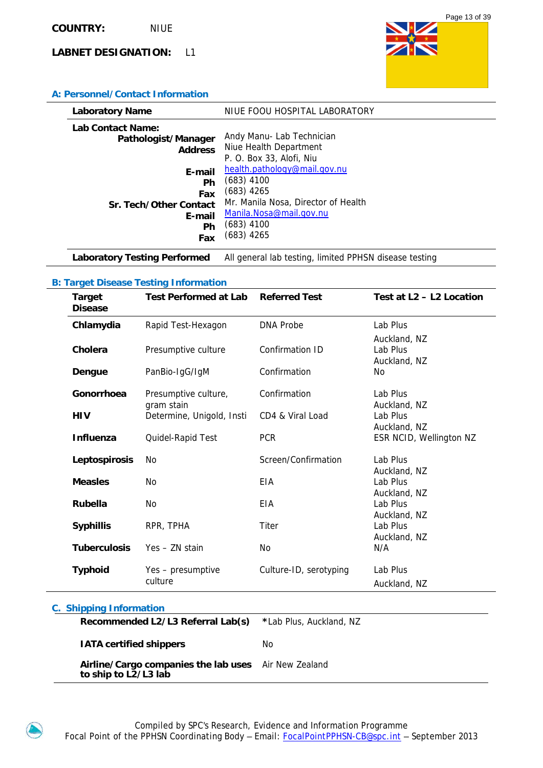**COUNTRY:** NIUE

**LABNET DESIGNATION:** L1

## A: Personnel/Contact Information

| | |
|---|---|
| **Laboratory Name** | NIUE FOOU HOSPITAL LABORATORY |
| **Lab Contact Name:** | |
| **Pathologist/Manager** | Andy Manu- Lab Technician |
| **Address** | Niue Health Department<br>P. O. Box 33, Alofi, Niu |
| **E-mail** | health.pathology@mail.gov.nu |
| **Ph** | (683) 4100 |
| **Fax** | (683) 4265 |
| **Sr. Tech/Other Contact** | Mr. Manila Nosa, Director of Health |
| **E-mail** | Manila.Nosa@mail.gov.nu |
| **Ph** | (683) 4100 |
| **Fax** | (683) 4265 |
| **Laboratory Testing Performed** | All general lab testing, limited PPHSN disease testing |

## B: Target Disease Testing Information

| Target Disease | Test Performed at Lab | Referred Test | Test at L2 – L2 Location |
|---|---|---|---|
| **Chlamydia** | Rapid Test-Hexagon | DNA Probe | Lab Plus Auckland, NZ |
| **Cholera** | Presumptive culture | Confirmation ID | Lab Plus Auckland, NZ |
| **Dengue** | PanBio-IgG/IgM | Confirmation | No |
| **Gonorrhoea** | Presumptive culture, gram stain | Confirmation | Lab Plus Auckland, NZ |
| **HIV** | Determine, Unigold, Insti | CD4 & Viral Load | Lab Plus Auckland, NZ |
| **Influenza** | Quidel-Rapid Test | PCR | ESR NCID, Wellington NZ |
| **Leptospirosis** | No | Screen/Confirmation | Lab Plus Auckland, NZ |
| **Measles** | No | EIA | Lab Plus Auckland, NZ |
| **Rubella** | No | EIA | Lab Plus Auckland, NZ |
| **Syphillis** | RPR, TPHA | Titer | Lab Plus Auckland, NZ |
| **Tuberculosis** | Yes – ZN stain | No | N/A |
| **Typhoid** | Yes – presumptive culture | Culture-ID, serotyping | Lab Plus Auckland, NZ |

## C. Shipping Information

| | |
|---|---|
| **Recommended L2/L3 Referral Lab(s)** | *Lab Plus, Auckland, NZ |
| **IATA certified shippers** | No |
| **Airline/Cargo companies the lab uses to ship to L2/L3 lab** | Air New Zealand |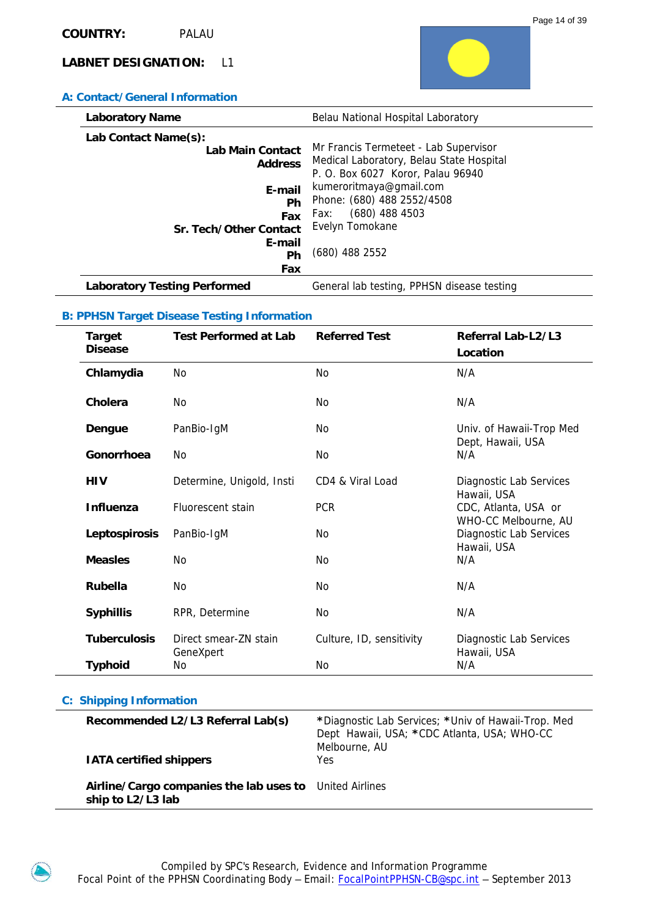**COUNTRY:** PALAU

**LABNET DESIGNATION:** L1

## A: Contact/General Information

| | |
|---|---|
| **Laboratory Name** | Belau National Hospital Laboratory |
| **Lab Contact Name(s):** | |
| **Lab Main Contact** | Mr Francis Termeteet - Lab Supervisor |
| **Address** | Medical Laboratory, Belau State Hospital<br>P. O. Box 6027 Koror, Palau 96940 |
| **E-mail** | kumeroritmaya@gmail.com |
| **Ph** | Phone: (680) 488 2552/4508 |
| **Fax** | Fax: (680) 488 4503 |
| **Sr. Tech/Other Contact** | Evelyn Tomokane |
| **E-mail** | |
| **Ph** | (680) 488 2552 |
| **Fax** | |
| **Laboratory Testing Performed** | General lab testing, PPHSN disease testing |

## B: PPHSN Target Disease Testing Information

| Target Disease | Test Performed at Lab | Referred Test | Referral Lab-L2/L3 Location |
|---|---|---|---|
| **Chlamydia** | No | No | N/A |
| **Cholera** | No | No | N/A |
| **Dengue** | PanBio-IgM | No | Univ. of Hawaii-Trop Med Dept, Hawaii, USA |
| **Gonorrhoea** | No | No | N/A |
| **HIV** | Determine, Unigold, Insti | CD4 & Viral Load | Diagnostic Lab Services Hawaii, USA |
| **Influenza** | Fluorescent stain | PCR | CDC, Atlanta, USA or WHO-CC Melbourne, AU |
| **Leptospirosis** | PanBio-IgM | No | Diagnostic Lab Services Hawaii, USA |
| **Measles** | No | No | N/A |
| **Rubella** | No | No | N/A |
| **Syphillis** | RPR, Determine | No | N/A |
| **Tuberculosis** | Direct smear-ZN stain GeneXpert | Culture, ID, sensitivity | Diagnostic Lab Services Hawaii, USA |
| **Typhoid** | No | No | N/A |

## C: Shipping Information

| | |
|---|---|
| **Recommended L2/L3 Referral Lab(s)** | *Diagnostic Lab Services; *Univ of Hawaii-Trop. Med Dept Hawaii, USA; *CDC Atlanta, USA; WHO-CC Melbourne, AU |
| **IATA certified shippers** | Yes |
| **Airline/Cargo companies the lab uses to ship to L2/L3 lab** | United Airlines |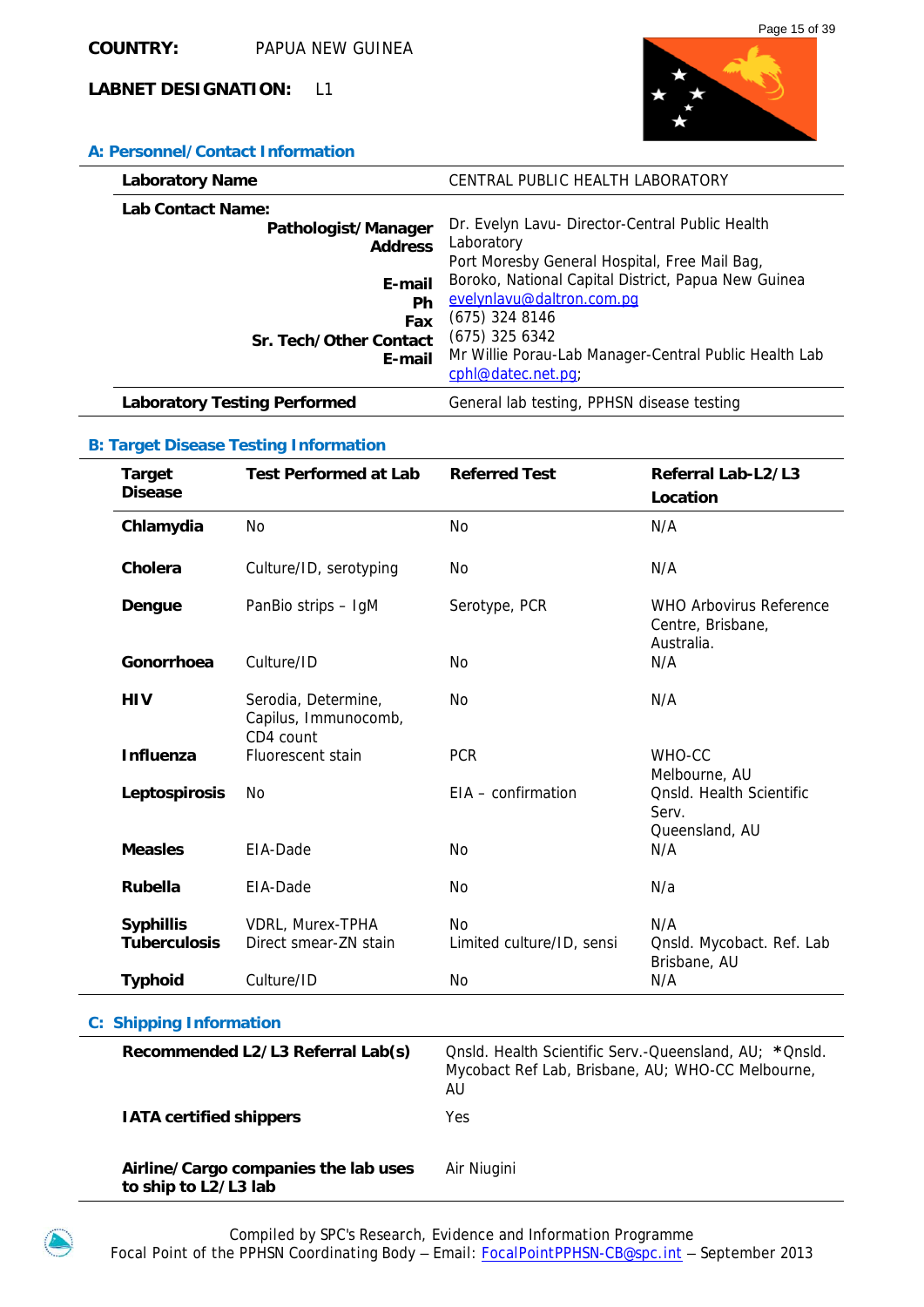**COUNTRY:** PAPUA NEW GUINEA

**LABNET DESIGNATION:** L1

### A: Personnel/Contact Information

| | |
|---|---|
| **Laboratory Name** | CENTRAL PUBLIC HEALTH LABORATORY |
| **Lab Contact Name:** | |
| **Pathologist/Manager** | Dr. Evelyn Lavu- Director-Central Public Health Laboratory |
| **Address** | Port Moresby General Hospital, Free Mail Bag, Boroko, National Capital District, Papua New Guinea |
| **E-mail** | evelynlavu@daltron.com.pg |
| **Ph** | (675) 324 8146 |
| **Fax** | (675) 325 6342 |
| **Sr. Tech/Other Contact** | Mr Willie Porau-Lab Manager-Central Public Health Lab |
| **E-mail** | cphl@datec.net.pg; |
| **Laboratory Testing Performed** | General lab testing, PPHSN disease testing |

### B: Target Disease Testing Information

| Target Disease | Test Performed at Lab | Referred Test | Referral Lab-L2/L3 Location |
|---|---|---|---|
| **Chlamydia** | No | No | N/A |
| **Cholera** | Culture/ID, serotyping | No | N/A |
| **Dengue** | PanBio strips – IgM | Serotype, PCR | WHO Arbovirus Reference Centre, Brisbane, Australia. |
| **Gonorrhoea** | Culture/ID | No | N/A |
| **HIV** | Serodia, Determine, Capilus, Immunocomb, CD4 count | No | N/A |
| **Influenza** | Fluorescent stain | PCR | WHO-CC Melbourne, AU |
| **Leptospirosis** | No | EIA – confirmation | Qnsld. Health Scientific Serv. Queensland, AU |
| **Measles** | EIA-Dade | No | N/A |
| **Rubella** | EIA-Dade | No | N/a |
| **Syphillis** | VDRL, Murex-TPHA | No | N/A |
| **Tuberculosis** | Direct smear-ZN stain | Limited culture/ID, sensi | Qnsld. Mycobact. Ref. Lab Brisbane, AU |
| **Typhoid** | Culture/ID | No | N/A |

### C: Shipping Information

| | |
|---|---|
| **Recommended L2/L3 Referral Lab(s)** | Qnsld. Health Scientific Serv.-Queensland, AU; ***Qnsld. Mycobact Ref Lab, Brisbane, AU; WHO-CC Melbourne, AU** |
| **IATA certified shippers** | Yes |
| **Airline/Cargo companies the lab uses to ship to L2/L3 lab** | Air Niugini |

Compiled by SPC's Research, Evidence and Information Programme
Focal Point of the PPHSN Coordinating Body – Email: FocalPointPPHSN-CB@spc.int – September 2013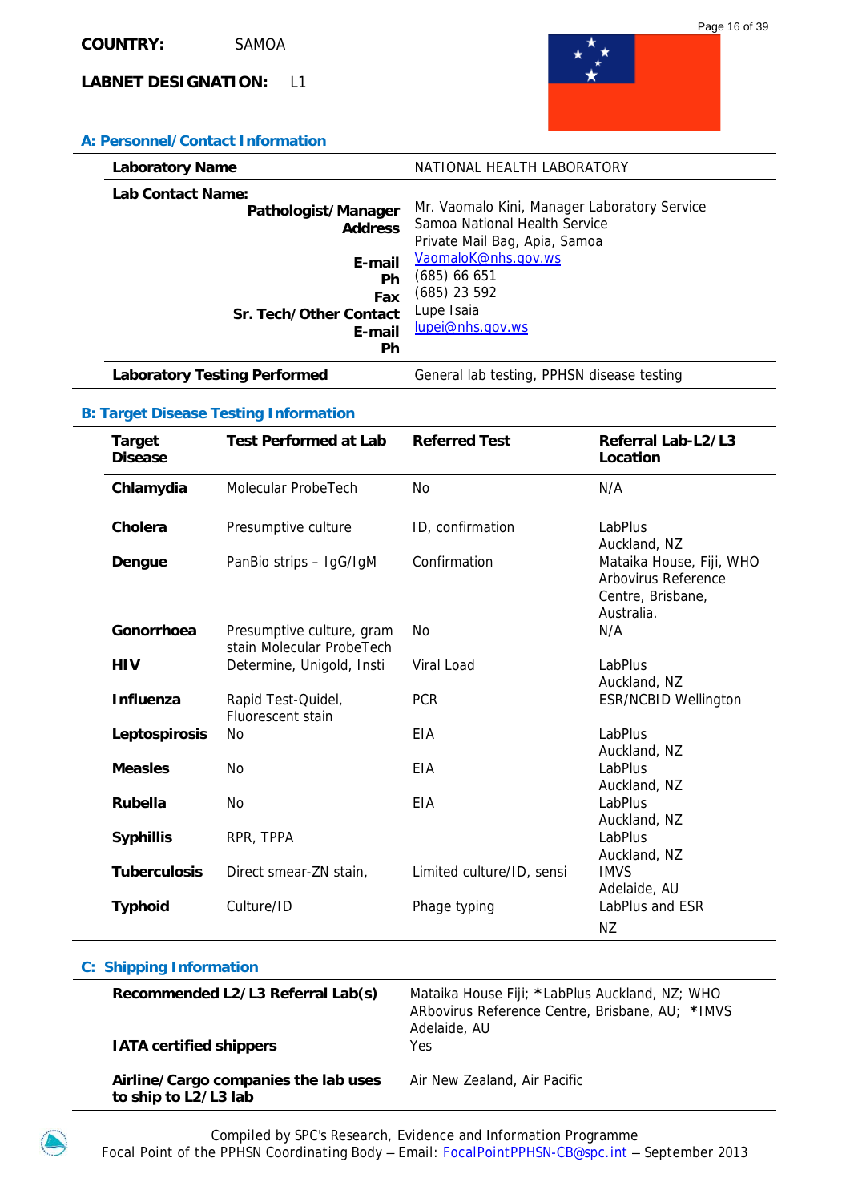**COUNTRY:** SAMOA

**LABNET DESIGNATION:** L1

## A: Personnel/Contact Information

| | |
|---|---|
| **Laboratory Name** | NATIONAL HEALTH LABORATORY |
| **Lab Contact Name:** | |
| **Pathologist/Manager** | Mr. Vaomalo Kini, Manager Laboratory Service |
| **Address** | Samoa National Health Service<br>Private Mail Bag, Apia, Samoa |
| **E-mail** | VaomaloK@nhs.gov.ws |
| **Ph** | (685) 66 651 |
| **Fax** | (685) 23 592 |
| **Sr. Tech/Other Contact** | Lupe Isaia |
| **E-mail** | lupei@nhs.gov.ws |
| **Ph** | |
| **Laboratory Testing Performed** | General lab testing, PPHSN disease testing |

## B: Target Disease Testing Information

| Target Disease | Test Performed at Lab | Referred Test | Referral Lab-L2/L3 Location |
|---|---|---|---|
| **Chlamydia** | Molecular ProbeTech | No | N/A |
| **Cholera** | Presumptive culture | ID, confirmation | LabPlus Auckland, NZ |
| **Dengue** | PanBio strips – IgG/IgM | Confirmation | Mataika House, Fiji, WHO Arbovirus Reference Centre, Brisbane, Australia. |
| **Gonorrhoea** | Presumptive culture, gram stain Molecular ProbeTech | No | N/A |
| **HIV** | Determine, Unigold, Insti | Viral Load | LabPlus Auckland, NZ |
| **Influenza** | Rapid Test-Quidel, Fluorescent stain | PCR | ESR/NCBID Wellington |
| **Leptospirosis** | No | EIA | LabPlus Auckland, NZ |
| **Measles** | No | EIA | LabPlus Auckland, NZ |
| **Rubella** | No | EIA | LabPlus Auckland, NZ |
| **Syphillis** | RPR, TPPA | | LabPlus Auckland, NZ |
| **Tuberculosis** | Direct smear-ZN stain, | Limited culture/ID, sensi | IMVS Adelaide, AU |
| **Typhoid** | Culture/ID | Phage typing | LabPlus and ESR NZ |

## C: Shipping Information

| | |
|---|---|
| **Recommended L2/L3 Referral Lab(s)** | Mataika House Fiji; ***LabPlus** Auckland, NZ; WHO ARbovirus Reference Centre, Brisbane, AU; ***IMVS** Adelaide, AU |
| **IATA certified shippers** | Yes |
| **Airline/Cargo companies the lab uses to ship to L2/L3 lab** | Air New Zealand, Air Pacific |

Compiled by SPC's Research, Evidence and Information Programme
Focal Point of the PPHSN Coordinating Body – Email: FocalPointPPHSN-CB@spc.int – September 2013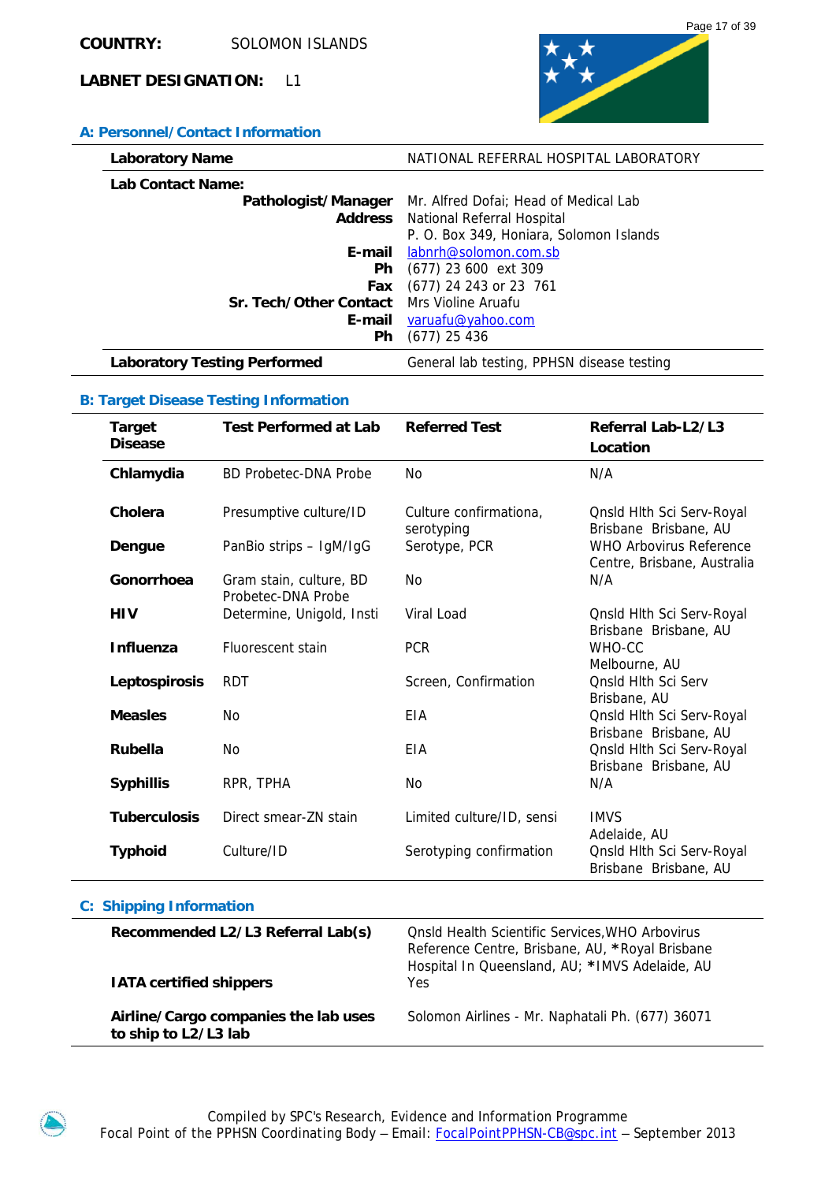**COUNTRY:** SOLOMON ISLANDS

**LABNET DESIGNATION:** L1

### A: Personnel/Contact Information

| | |
|---|---|
| **Laboratory Name** | NATIONAL REFERRAL HOSPITAL LABORATORY |
| **Lab Contact Name:** | |
| **Pathologist/Manager** | Mr. Alfred Dofai; Head of Medical Lab |
| **Address** | National Referral Hospital<br>P. O. Box 349, Honiara, Solomon Islands |
| **E-mail** | labnrh@solomon.com.sb |
| **Ph** | (677) 23 600 ext 309 |
| **Fax** | (677) 24 243 or 23 761 |
| **Sr. Tech/Other Contact** | Mrs Violine Aruafu |
| **E-mail** | varuafu@yahoo.com |
| **Ph** | (677) 25 436 |
| **Laboratory Testing Performed** | General lab testing, PPHSN disease testing |

### B: Target Disease Testing Information

| Target Disease | Test Performed at Lab | Referred Test | Referral Lab-L2/L3 Location |
|---|---|---|---|
| **Chlamydia** | BD Probetec-DNA Probe | No | N/A |
| **Cholera** | Presumptive culture/ID | Culture confirmationa, serotyping | Qnsld Hlth Sci Serv-Royal Brisbane Brisbane, AU |
| **Dengue** | PanBio strips – IgM/IgG | Serotype, PCR | WHO Arbovirus Reference Centre, Brisbane, Australia |
| **Gonorrhoea** | Gram stain, culture, BD Probetec-DNA Probe | No | N/A |
| **HIV** | Determine, Unigold, Insti | Viral Load | Qnsld Hlth Sci Serv-Royal Brisbane Brisbane, AU |
| **Influenza** | Fluorescent stain | PCR | WHO-CC Melbourne, AU |
| **Leptospirosis** | RDT | Screen, Confirmation | Qnsld Hlth Sci Serv Brisbane, AU |
| **Measles** | No | EIA | Qnsld Hlth Sci Serv-Royal Brisbane Brisbane, AU |
| **Rubella** | No | EIA | Qnsld Hlth Sci Serv-Royal Brisbane Brisbane, AU |
| **Syphillis** | RPR, TPHA | No | N/A |
| **Tuberculosis** | Direct smear-ZN stain | Limited culture/ID, sensi | IMVS Adelaide, AU |
| **Typhoid** | Culture/ID | Serotyping confirmation | Qnsld Hlth Sci Serv-Royal Brisbane Brisbane, AU |

### C: Shipping Information

| | |
|---|---|
| **Recommended L2/L3 Referral Lab(s)** | Qnsld Health Scientific Services,WHO Arbovirus Reference Centre, Brisbane, AU, *Royal Brisbane Hospital In Queensland, AU; *IMVS Adelaide, AU |
| **IATA certified shippers** | Yes |
| **Airline/Cargo companies the lab uses to ship to L2/L3 lab** | Solomon Airlines - Mr. Naphatali Ph. (677) 36071 |

Compiled by SPC's Research, Evidence and Information Programme
Focal Point of the PPHSN Coordinating Body – Email: FocalPointPPHSN-CB@spc.int – September 2013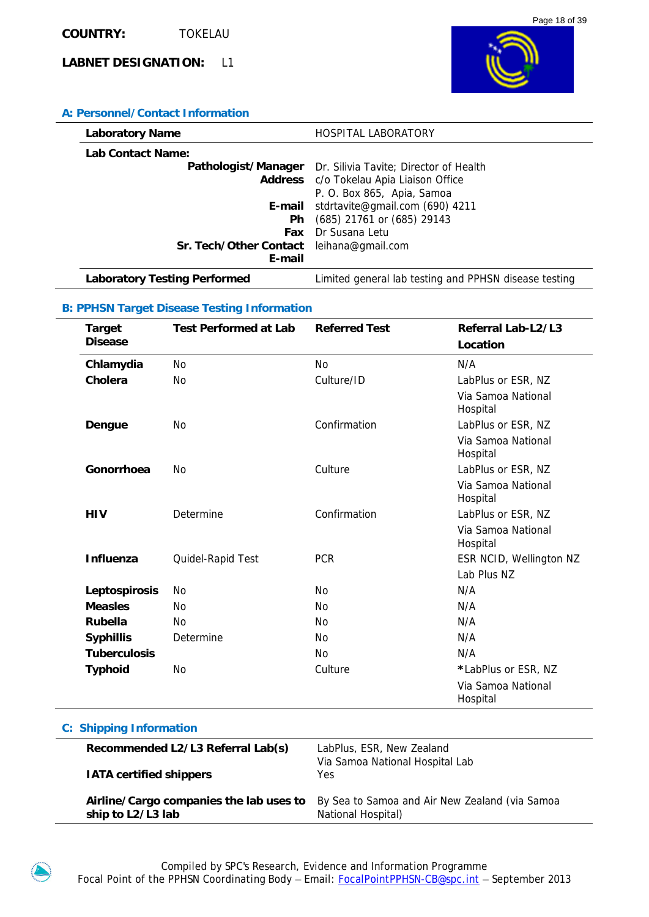**COUNTRY:** TOKELAU

**LABNET DESIGNATION:** L1

## A: Personnel/Contact Information

| | |
|---|---|
| **Laboratory Name** | HOSPITAL LABORATORY |
| **Lab Contact Name:** | |
| **Pathologist/Manager** | Dr. Silivia Tavite; Director of Health |
| **Address** | c/o Tokelau Apia Liaison Office<br>P. O. Box 865, Apia, Samoa |
| **E-mail** | stdrtavite@gmail.com (690) 4211 |
| **Ph** | (685) 21761 or (685) 29143 |
| **Fax** | Dr Susana Letu |
| **Sr. Tech/Other Contact** | leihana@gmail.com |
| **E-mail** | |
| **Laboratory Testing Performed** | Limited general lab testing and PPHSN disease testing |

## B: PPHSN Target Disease Testing Information

| Target Disease | Test Performed at Lab | Referred Test | Referral Lab-L2/L3 Location |
|---|---|---|---|
| **Chlamydia** | No | No | N/A |
| **Cholera** | No | Culture/ID | LabPlus or ESR, NZ<br>Via Samoa National Hospital |
| **Dengue** | No | Confirmation | LabPlus or ESR, NZ<br>Via Samoa National Hospital |
| **Gonorrhoea** | No | Culture | LabPlus or ESR, NZ<br>Via Samoa National Hospital |
| **HIV** | Determine | Confirmation | LabPlus or ESR, NZ<br>Via Samoa National Hospital |
| **Influenza** | Quidel-Rapid Test | PCR | ESR NCID, Wellington NZ<br>Lab Plus NZ |
| **Leptospirosis** | No | No | N/A |
| **Measles** | No | No | N/A |
| **Rubella** | No | No | N/A |
| **Syphillis** | Determine | No | N/A |
| **Tuberculosis** | | No | N/A |
| **Typhoid** | No | Culture | *LabPlus or ESR, NZ<br>Via Samoa National Hospital |

## C: Shipping Information

| | |
|---|---|
| **Recommended L2/L3 Referral Lab(s)** | LabPlus, ESR, New Zealand<br>Via Samoa National Hospital Lab |
| **IATA certified shippers** | Yes |
| **Airline/Cargo companies the lab uses to ship to L2/L3 lab** | By Sea to Samoa and Air New Zealand (via Samoa National Hospital) |

Compiled by SPC's Research, Evidence and Information Programme
Focal Point of the PPHSN Coordinating Body – Email: FocalPointPPHSN-CB@spc.int – September 2013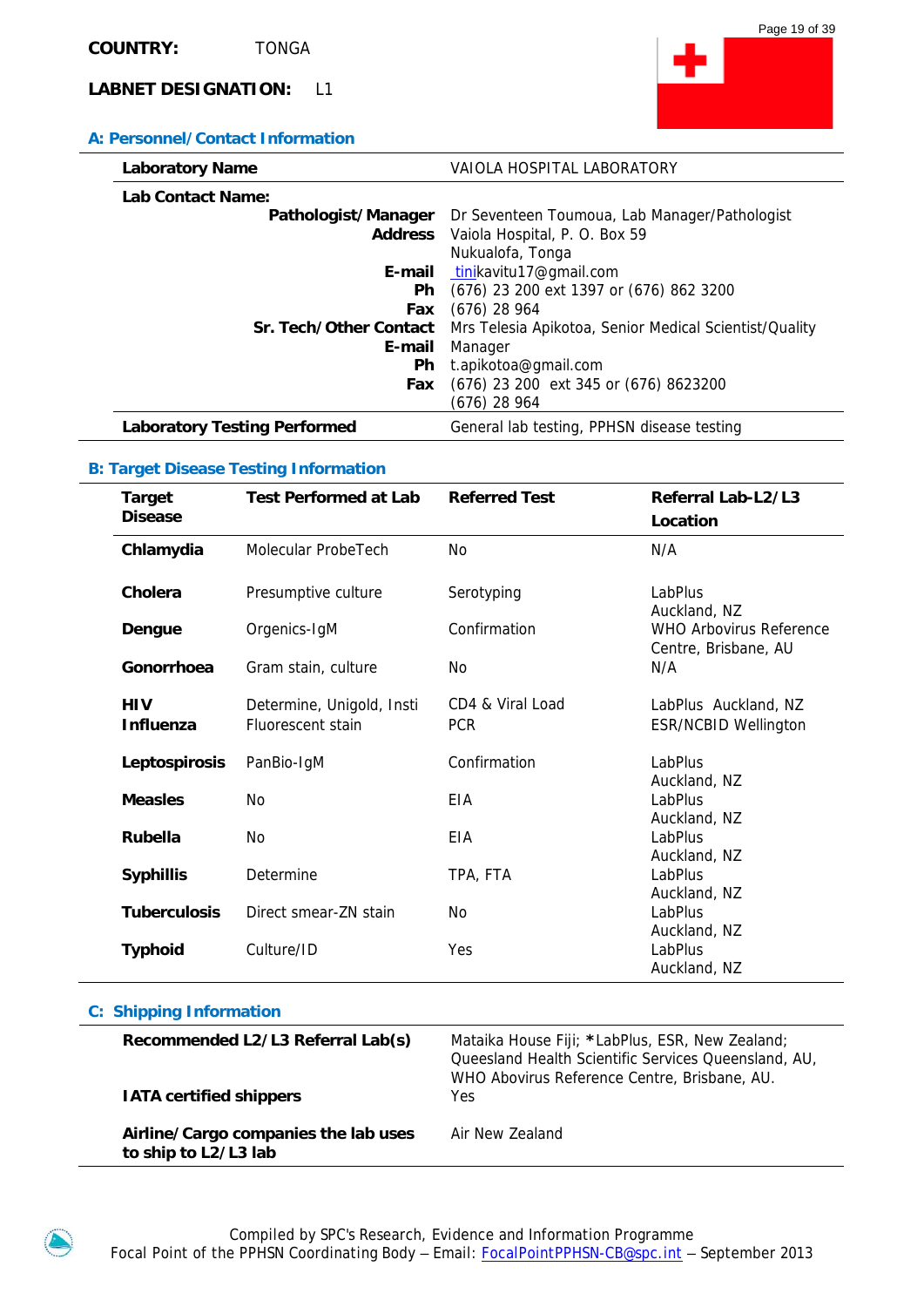**COUNTRY:** TONGA

**LABNET DESIGNATION:** L1

### A: Personnel/Contact Information

| | |
|---|---|
| **Laboratory Name** | VAIOLA HOSPITAL LABORATORY |
| **Lab Contact Name:** | |
| **Pathologist/Manager** | Dr Seventeen Toumoua, Lab Manager/Pathologist |
| **Address** | Vaiola Hospital, P. O. Box 59<br>Nukualofa, Tonga |
| **E-mail** | tinikavitu17@gmail.com |
| **Ph** | (676) 23 200 ext 1397 or (676) 862 3200 |
| **Fax** | (676) 28 964 |
| **Sr. Tech/Other Contact** | Mrs Telesia Apikotoa, Senior Medical Scientist/Quality Manager |
| **E-mail** | t.apikotoa@gmail.com |
| **Ph** | (676) 23 200 ext 345 or (676) 8623200 |
| **Fax** | (676) 28 964 |
| **Laboratory Testing Performed** | General lab testing, PPHSN disease testing |

### B: Target Disease Testing Information

| Target Disease | Test Performed at Lab | Referred Test | Referral Lab-L2/L3 Location |
|---|---|---|---|
| **Chlamydia** | Molecular ProbeTech | No | N/A |
| **Cholera** | Presumptive culture | Serotyping | LabPlus Auckland, NZ |
| **Dengue** | Orgenics-IgM | Confirmation | WHO Arbovirus Reference Centre, Brisbane, AU |
| **Gonorrhoea** | Gram stain, culture | No | N/A |
| **HIV** | Determine, Unigold, Insti | CD4 & Viral Load | LabPlus Auckland, NZ |
| **Influenza** | Fluorescent stain | PCR | ESR/NCBID Wellington |
| **Leptospirosis** | PanBio-IgM | Confirmation | LabPlus Auckland, NZ |
| **Measles** | No | EIA | LabPlus Auckland, NZ |
| **Rubella** | No | EIA | LabPlus Auckland, NZ |
| **Syphillis** | Determine | TPA, FTA | LabPlus Auckland, NZ |
| **Tuberculosis** | Direct smear-ZN stain | No | LabPlus Auckland, NZ |
| **Typhoid** | Culture/ID | Yes | LabPlus Auckland, NZ |

### C: Shipping Information

| | |
|---|---|
| **Recommended L2/L3 Referral Lab(s)** | Mataika House Fiji; *LabPlus, ESR, New Zealand; Queesland Health Scientific Services Queensland, AU, WHO Abovirus Reference Centre, Brisbane, AU. |
| **IATA certified shippers** | Yes |
| **Airline/Cargo companies the lab uses to ship to L2/L3 lab** | Air New Zealand |

Compiled by SPC's Research, Evidence and Information Programme
Focal Point of the PPHSN Coordinating Body – Email: FocalPointPPHSN-CB@spc.int – September 2013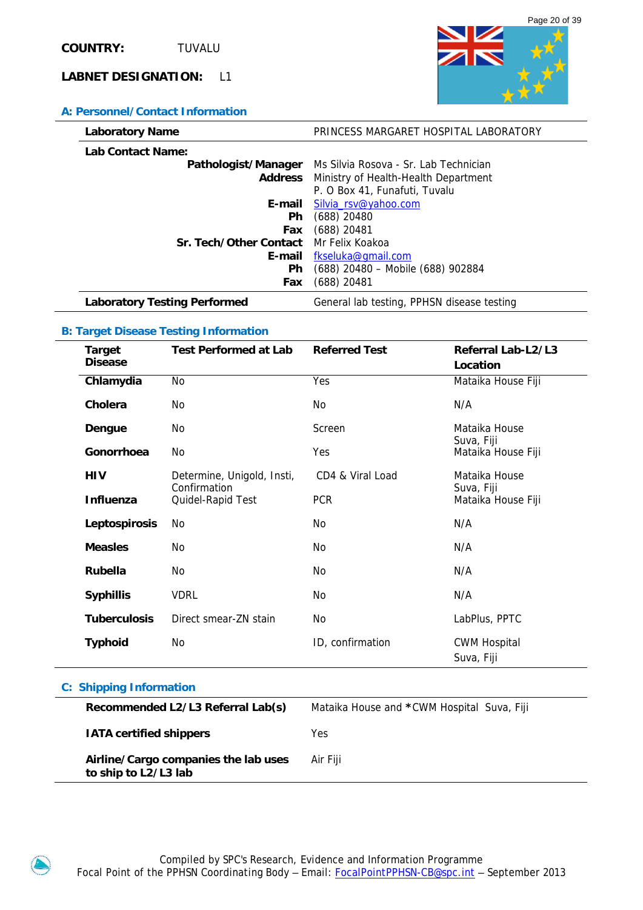**COUNTRY:** TUVALU

**LABNET DESIGNATION:** L1

## A: Personnel/Contact Information

| | |
|---|---|
| **Laboratory Name** | PRINCESS MARGARET HOSPITAL LABORATORY |
| **Lab Contact Name:** | |
| **Pathologist/Manager** | Ms Silvia Rosova - Sr. Lab Technician |
| **Address** | Ministry of Health-Health Department<br>P. O Box 41, Funafuti, Tuvalu |
| **E-mail** | Silvia_rsv@yahoo.com |
| **Ph** | (688) 20480 |
| **Fax** | (688) 20481 |
| **Sr. Tech/Other Contact** | Mr Felix Koakoa |
| **E-mail** | fkseluka@gmail.com |
| **Ph** | (688) 20480 – Mobile (688) 902884 |
| **Fax** | (688) 20481 |
| **Laboratory Testing Performed** | General lab testing, PPHSN disease testing |

## B: Target Disease Testing Information

| Target Disease | Test Performed at Lab | Referred Test | Referral Lab-L2/L3 Location |
|---|---|---|---|
| **Chlamydia** | No | Yes | Mataika House Fiji |
| **Cholera** | No | No | N/A |
| **Dengue** | No | Screen | Mataika House Suva, Fiji |
| **Gonorrhoea** | No | Yes | Mataika House Fiji |
| **HIV** | Determine, Unigold, Insti, Confirmation | CD4 & Viral Load | Mataika House Suva, Fiji |
| **Influenza** | Quidel-Rapid Test | PCR | Mataika House Fiji |
| **Leptospirosis** | No | No | N/A |
| **Measles** | No | No | N/A |
| **Rubella** | No | No | N/A |
| **Syphillis** | VDRL | No | N/A |
| **Tuberculosis** | Direct smear-ZN stain | No | LabPlus, PPTC |
| **Typhoid** | No | ID, confirmation | CWM Hospital Suva, Fiji |

## C: Shipping Information

| | |
|---|---|
| **Recommended L2/L3 Referral Lab(s)** | Mataika House and *CWM Hospital Suva, Fiji |
| **IATA certified shippers** | Yes |
| **Airline/Cargo companies the lab uses to ship to L2/L3 lab** | Air Fiji |

Compiled by SPC's Research, Evidence and Information Programme
Focal Point of the PPHSN Coordinating Body – Email: FocalPointPPHSN-CB@spc.int – September 2013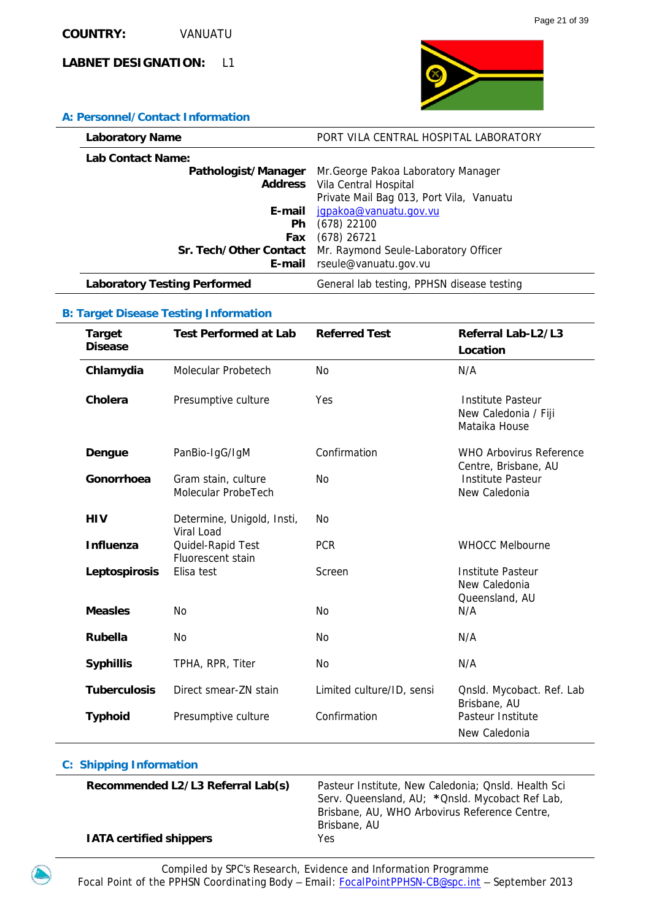**COUNTRY:** VANUATU

**LABNET DESIGNATION:** L1

### A: Personnel/Contact Information

| | |
|---|---|
| **Laboratory Name** | PORT VILA CENTRAL HOSPITAL LABORATORY |
| **Lab Contact Name:** | |
| **Pathologist/Manager** | Mr.George Pakoa Laboratory Manager |
| **Address** | Vila Central Hospital<br>Private Mail Bag 013, Port Vila, Vanuatu |
| **E-mail** | jgpakoa@vanuatu.gov.vu |
| **Ph** | (678) 22100 |
| **Fax** | (678) 26721 |
| **Sr. Tech/Other Contact** | Mr. Raymond Seule-Laboratory Officer |
| **E-mail** | rseule@vanuatu.gov.vu |
| **Laboratory Testing Performed** | General lab testing, PPHSN disease testing |

### B: Target Disease Testing Information

| Target Disease | Test Performed at Lab | Referred Test | Referral Lab-L2/L3 Location |
|---|---|---|---|
| **Chlamydia** | Molecular Probetech | No | N/A |
| **Cholera** | Presumptive culture | Yes | Institute Pasteur New Caledonia / Fiji Mataika House |
| **Dengue** | PanBio-IgG/IgM | Confirmation | WHO Arbovirus Reference Centre, Brisbane, AU |
| **Gonorrhoea** | Gram stain, culture Molecular ProbeTech | No | Institute Pasteur New Caledonia |
| **HIV** | Determine, Unigold, Insti, Viral Load | No | |
| **Influenza** | Quidel-Rapid Test Fluorescent stain | PCR | WHOCC Melbourne |
| **Leptospirosis** | Elisa test | Screen | Institute Pasteur New Caledonia Queensland, AU |
| **Measles** | No | No | N/A |
| **Rubella** | No | No | N/A |
| **Syphillis** | TPHA, RPR, Titer | No | N/A |
| **Tuberculosis** | Direct smear-ZN stain | Limited culture/ID, sensi | Qnsld. Mycobact. Ref. Lab Brisbane, AU |
| **Typhoid** | Presumptive culture | Confirmation | Pasteur Institute New Caledonia |

### C: Shipping Information

| | |
|---|---|
| **Recommended L2/L3 Referral Lab(s)** | Pasteur Institute, New Caledonia; Qnsld. Health Sci Serv. Queensland, AU; *Qnsld. Mycobact Ref Lab, Brisbane, AU, WHO Arbovirus Reference Centre, Brisbane, AU |
| **IATA certified shippers** | Yes |

Compiled by SPC's Research, Evidence and Information Programme
Focal Point of the PPHSN Coordinating Body – Email: FocalPointPPHSN-CB@spc.int – September 2013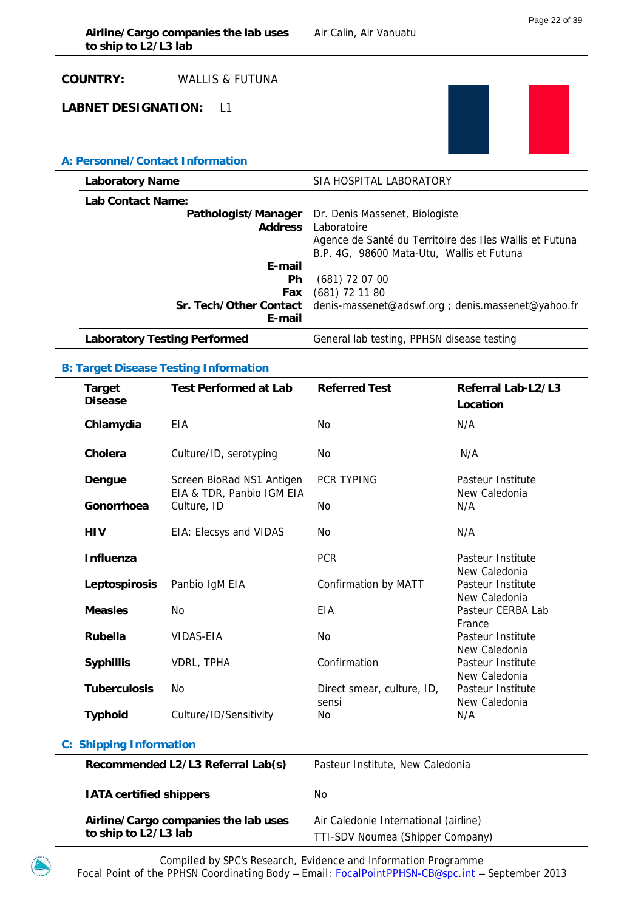| | |
|---|---|
| **Airline/Cargo companies the lab uses to ship to L2/L3 lab** | Air Calin, Air Vanuatu |

**COUNTRY:** WALLIS & FUTUNA

**LABNET DESIGNATION:** L1

## A: Personnel/Contact Information

| | |
|---|---|
| **Laboratory Name** | SIA HOSPITAL LABORATORY |
| **Lab Contact Name:** | |
| **Pathologist/Manager** | Dr. Denis Massenet, Biologiste |
| **Address** | Laboratoire<br>Agence de Santé du Territoire des Iles Wallis et Futuna<br>B.P. 4G, 98600 Mata-Utu, Wallis et Futuna |
| **E-mail** | |
| **Ph** | (681) 72 07 00 |
| **Fax** | (681) 72 11 80 |
| **Sr. Tech/Other Contact E-mail** | denis-massenet@adswf.org ; denis.massenet@yahoo.fr |
| **Laboratory Testing Performed** | General lab testing, PPHSN disease testing |

## B: Target Disease Testing Information

| Target Disease | Test Performed at Lab | Referred Test | Referral Lab-L2/L3 Location |
|---|---|---|---|
| **Chlamydia** | EIA | No | N/A |
| **Cholera** | Culture/ID, serotyping | No | N/A |
| **Dengue** | Screen BioRad NS1 Antigen EIA & TDR, Panbio IGM EIA | PCR TYPING | Pasteur Institute New Caledonia |
| **Gonorrhoea** | Culture, ID | No | N/A |
| **HIV** | EIA: Elecsys and VIDAS | No | N/A |
| **Influenza** | | PCR | Pasteur Institute New Caledonia |
| **Leptospirosis** | Panbio IgM EIA | Confirmation by MATT | Pasteur Institute New Caledonia |
| **Measles** | No | EIA | Pasteur CERBA Lab France |
| **Rubella** | VIDAS-EIA | No | Pasteur Institute New Caledonia |
| **Syphillis** | VDRL, TPHA | Confirmation | Pasteur Institute New Caledonia |
| **Tuberculosis** | No | Direct smear, culture, ID, sensi | Pasteur Institute New Caledonia |
| **Typhoid** | Culture/ID/Sensitivity | No | N/A |

## C: Shipping Information

| | |
|---|---|
| **Recommended L2/L3 Referral Lab(s)** | Pasteur Institute, New Caledonia |
| **IATA certified shippers** | No |
| **Airline/Cargo companies the lab uses to ship to L2/L3 lab** | Air Caledonie International (airline)<br>TTI-SDV Noumea (Shipper Company) |

Compiled by SPC's Research, Evidence and Information Programme
Focal Point of the PPHSN Coordinating Body – Email: FocalPointPPHSN-CB@spc.int – September 2013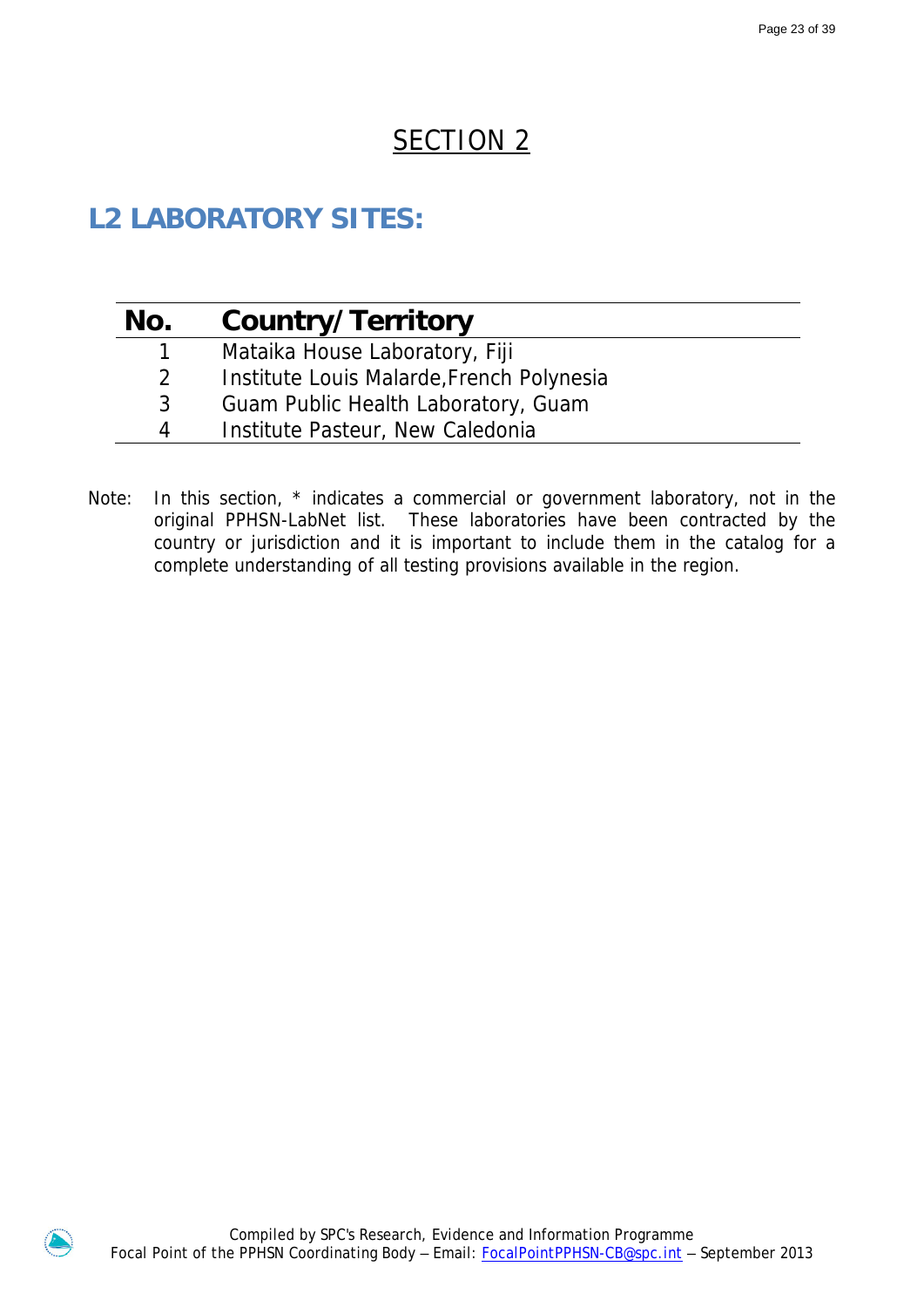# SECTION 2

## L2 LABORATORY SITES:

| No. | Country/Territory |
|---|---|
| 1 | Mataika House Laboratory, Fiji |
| 2 | Institute Louis Malarde,French Polynesia |
| 3 | Guam Public Health Laboratory, Guam |
| 4 | Institute Pasteur, New Caledonia |

Note: In this section, * indicates a commercial or government laboratory, not in the original PPHSN-LabNet list. These laboratories have been contracted by the country or jurisdiction and it is important to include them in the catalog for a complete understanding of all testing provisions available in the region.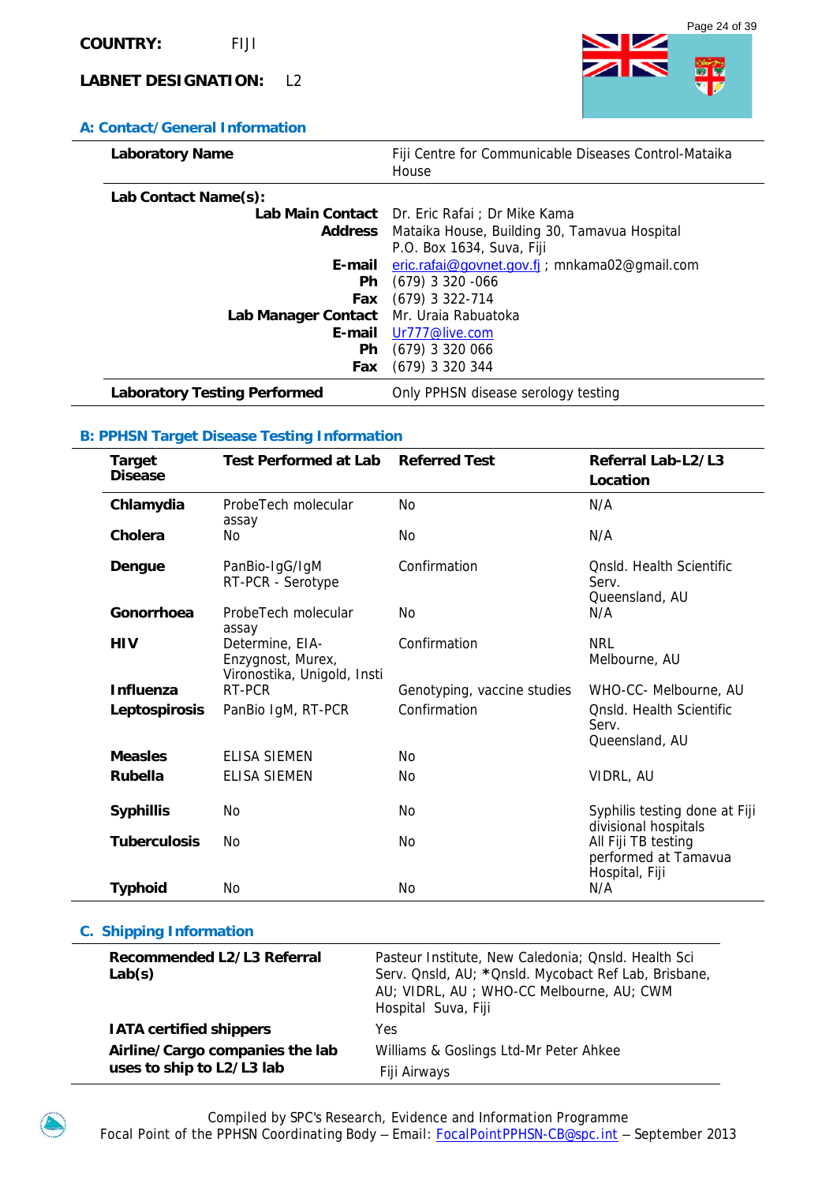**COUNTRY:** FIJI

**LABNET DESIGNATION:** L2

### A: Contact/General Information

| | |
|---|---|
| **Laboratory Name** | Fiji Centre for Communicable Diseases Control-Mataika House |
| **Lab Contact Name(s):** | |
| **Lab Main Contact** | Dr. Eric Rafai ; Dr Mike Kama |
| **Address** | Mataika House, Building 30, Tamavua Hospital P.O. Box 1634, Suva, Fiji |
| **E-mail** | eric.rafai@govnet.gov.fj ; mnkama02@gmail.com |
| **Ph** | (679) 3 320 -066 |
| **Fax** | (679) 3 322-714 |
| **Lab Manager Contact** | Mr. Uraia Rabuatoka |
| **E-mail** | Ur777@live.com |
| **Ph** | (679) 3 320 066 |
| **Fax** | (679) 3 320 344 |
| **Laboratory Testing Performed** | Only PPHSN disease serology testing |

### B: PPHSN Target Disease Testing Information

| Target Disease | Test Performed at Lab | Referred Test | Referral Lab-L2/L3 Location |
|---|---|---|---|
| **Chlamydia** | ProbeTech molecular assay | No | N/A |
| **Cholera** | No | No | N/A |
| **Dengue** | PanBio-IgG/IgM RT-PCR - Serotype | Confirmation | Qnsld. Health Scientific Serv. Queensland, AU |
| **Gonorrhoea** | ProbeTech molecular assay | No | N/A |
| **HIV** | Determine, EIA-Enzygnost, Murex, Vironostika, Unigold, Insti | Confirmation | NRL Melbourne, AU |
| **Influenza** | RT-PCR | Genotyping, vaccine studies | WHO-CC- Melbourne, AU |
| **Leptospirosis** | PanBio IgM, RT-PCR | Confirmation | Qnsld. Health Scientific Serv. Queensland, AU |
| **Measles** | ELISA SIEMEN | No | |
| **Rubella** | ELISA SIEMEN | No | VIDRL, AU |
| **Syphillis** | No | No | Syphilis testing done at Fiji divisional hospitals |
| **Tuberculosis** | No | No | All Fiji TB testing performed at Tamavua Hospital, Fiji |
| **Typhoid** | No | No | N/A |

### C. Shipping Information

| | |
|---|---|
| **Recommended L2/L3 Referral Lab(s)** | Pasteur Institute, New Caledonia; Qnsld. Health Sci Serv. Qnsld, AU; *Qnsld. Mycobact Ref Lab, Brisbane, AU; VIDRL, AU ; WHO-CC Melbourne, AU; CWM Hospital Suva, Fiji |
| **IATA certified shippers** | Yes |
| **Airline/Cargo companies the lab uses to ship to L2/L3 lab** | Williams & Goslings Ltd-Mr Peter Ahkee<br>Fiji Airways |

Compiled by SPC's Research, Evidence and Information Programme
Focal Point of the PPHSN Coordinating Body – Email: FocalPointPPHSN-CB@spc.int – September 2013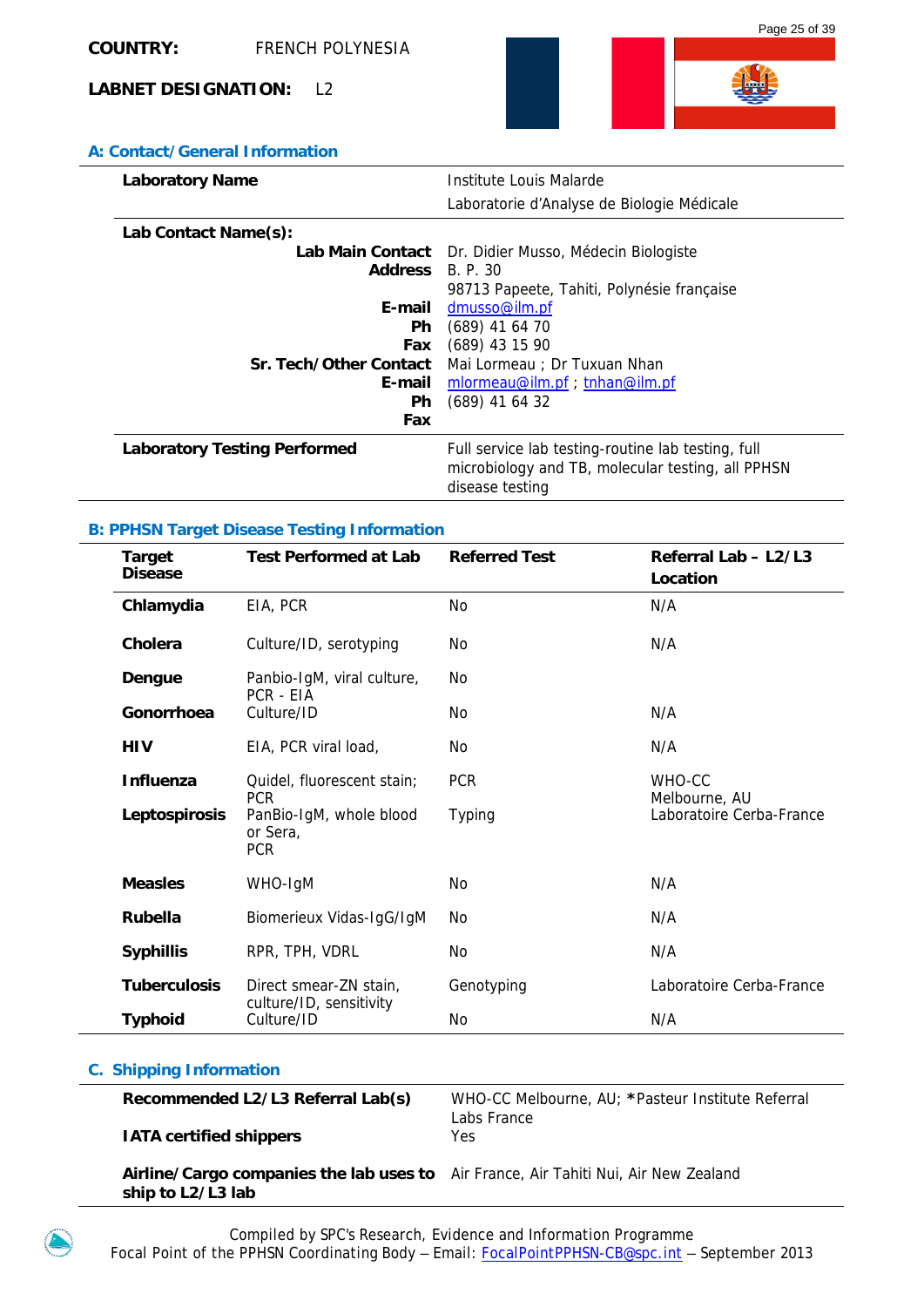**COUNTRY:** FRENCH POLYNESIA

**LABNET DESIGNATION:** L2

## A: Contact/General Information

| | |
|---|---|
| **Laboratory Name** | Institute Louis Malarde<br>Laboratorie d'Analyse de Biologie Médicale |
| **Lab Contact Name(s):** | |
| **Lab Main Contact** | Dr. Didier Musso, Médecin Biologiste |
| **Address** | B. P. 30<br>98713 Papeete, Tahiti, Polynésie française |
| **E-mail** | dmusso@ilm.pf |
| **Ph** | (689) 41 64 70 |
| **Fax** | (689) 43 15 90 |
| **Sr. Tech/Other Contact** | Mai Lormeau ; Dr Tuxuan Nhan |
| **E-mail** | mlormeau@ilm.pf ; tnhan@ilm.pf |
| **Ph** | (689) 41 64 32 |
| **Fax** | |
| **Laboratory Testing Performed** | Full service lab testing-routine lab testing, full microbiology and TB, molecular testing, all PPHSN disease testing |

## B: PPHSN Target Disease Testing Information

| Target Disease | Test Performed at Lab | Referred Test | Referral Lab – L2/L3 Location |
|---|---|---|---|
| **Chlamydia** | EIA, PCR | No | N/A |
| **Cholera** | Culture/ID, serotyping | No | N/A |
| **Dengue** | Panbio-IgM, viral culture, PCR - EIA | No | |
| **Gonorrhoea** | Culture/ID | No | N/A |
| **HIV** | EIA, PCR viral load, | No | N/A |
| **Influenza** | Quidel, fluorescent stain; PCR | PCR | WHO-CC Melbourne, AU |
| **Leptospirosis** | PanBio-IgM, whole blood or Sera, PCR | Typing | Laboratoire Cerba-France |
| **Measles** | WHO-IgM | No | N/A |
| **Rubella** | Biomerieux Vidas-IgG/IgM | No | N/A |
| **Syphillis** | RPR, TPH, VDRL | No | N/A |
| **Tuberculosis** | Direct smear-ZN stain, culture/ID, sensitivity | Genotyping | Laboratoire Cerba-France |
| **Typhoid** | Culture/ID | No | N/A |

## C. Shipping Information

| | |
|---|---|
| **Recommended L2/L3 Referral Lab(s)** | WHO-CC Melbourne, AU; *Pasteur Institute Referral Labs France |
| **IATA certified shippers** | Yes |
| **Airline/Cargo companies the lab uses to ship to L2/L3 lab** | Air France, Air Tahiti Nui, Air New Zealand |

Compiled by SPC's Research, Evidence and Information Programme
Focal Point of the PPHSN Coordinating Body – Email: FocalPointPPHSN-CB@spc.int – September 2013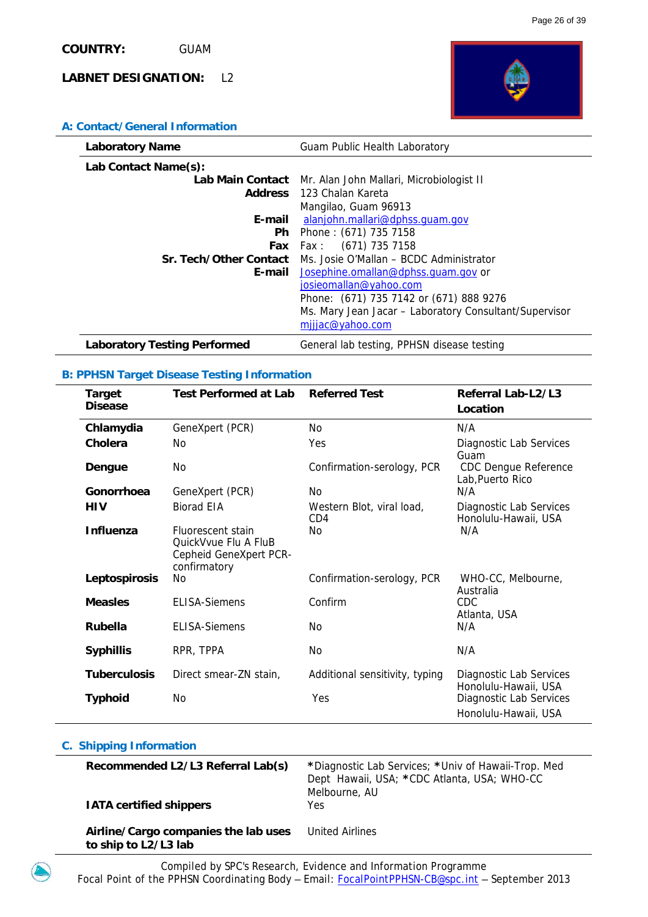**COUNTRY:** GUAM

**LABNET DESIGNATION:** L2

## A: Contact/General Information

| | |
|---|---|
| **Laboratory Name** | Guam Public Health Laboratory |
| **Lab Contact Name(s):** | |
| **Lab Main Contact** | Mr. Alan John Mallari, Microbiologist II |
| **Address** | 123 Chalan Kareta<br>Mangilao, Guam 96913 |
| **E-mail** | alanjohn.mallari@dphss.guam.gov |
| **Ph** | Phone : (671) 735 7158 |
| **Fax** | Fax : (671) 735 7158 |
| **Sr. Tech/Other Contact** | Ms. Josie O'Mallan – BCDC Administrator |
| **E-mail** | Josephine.omallan@dphss.guam.gov or josieomallan@yahoo.com<br>Phone: (671) 735 7142 or (671) 888 9276<br>Ms. Mary Jean Jacar – Laboratory Consultant/Supervisor<br>mjjjac@yahoo.com |
| **Laboratory Testing Performed** | General lab testing, PPHSN disease testing |

## B: PPHSN Target Disease Testing Information

| Target Disease | Test Performed at Lab | Referred Test | Referral Lab-L2/L3 Location |
|---|---|---|---|
| **Chlamydia** | GeneXpert (PCR) | No | N/A |
| **Cholera** | No | Yes | Diagnostic Lab Services Guam |
| **Dengue** | No | Confirmation-serology, PCR | CDC Dengue Reference Lab,Puerto Rico |
| **Gonorrhoea** | GeneXpert (PCR) | No | N/A |
| **HIV** | Biorad EIA | Western Blot, viral load, CD4 | Diagnostic Lab Services Honolulu-Hawaii, USA |
| **Influenza** | Fluorescent stain QuickVvue Flu A FluB Cepheid GeneXpert PCR-confirmatory | No | N/A |
| **Leptospirosis** | No | Confirmation-serology, PCR | WHO-CC, Melbourne, Australia |
| **Measles** | ELISA-Siemens | Confirm | CDC Atlanta, USA |
| **Rubella** | ELISA-Siemens | No | N/A |
| **Syphillis** | RPR, TPPA | No | N/A |
| **Tuberculosis** | Direct smear-ZN stain, | Additional sensitivity, typing | Diagnostic Lab Services Honolulu-Hawaii, USA |
| **Typhoid** | No | Yes | Diagnostic Lab Services Honolulu-Hawaii, USA |

## C. Shipping Information

| | |
|---|---|
| **Recommended L2/L3 Referral Lab(s)** | *Diagnostic Lab Services; *Univ of Hawaii-Trop. Med Dept Hawaii, USA; *CDC Atlanta, USA; WHO-CC Melbourne, AU |
| **IATA certified shippers** | Yes |
| **Airline/Cargo companies the lab uses to ship to L2/L3 lab** | United Airlines |

Compiled by SPC's Research, Evidence and Information Programme
Focal Point of the PPHSN Coordinating Body – Email: FocalPointPPHSN-CB@spc.int – September 2013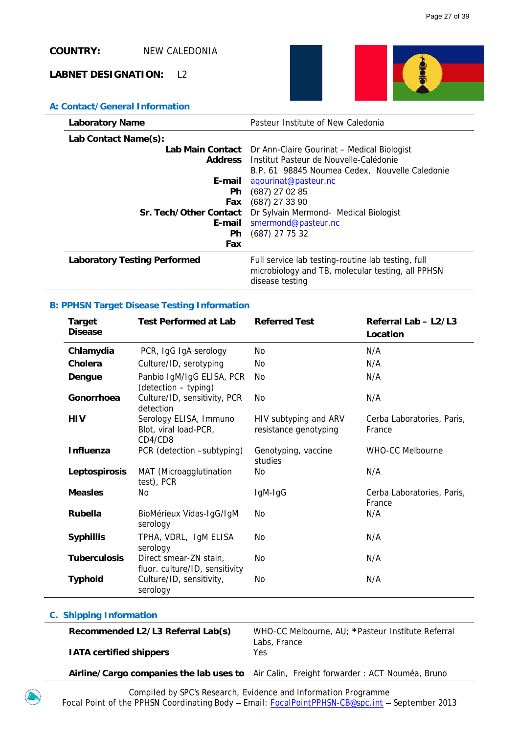**COUNTRY:** NEW CALEDONIA

**LABNET DESIGNATION:** L2

## A: Contact/General Information

| | |
|---|---|
| **Laboratory Name** | Pasteur Institute of New Caledonia |
| **Lab Contact Name(s):** | |
| **Lab Main Contact** | Dr Ann-Claire Gourinat – Medical Biologist |
| **Address** | Institut Pasteur de Nouvelle-Calédonie<br>B.P. 61 98845 Noumea Cedex, Nouvelle Caledonie |
| **E-mail** | agourinat@pasteur.nc |
| **Ph** | (687) 27 02 85 |
| **Fax** | (687) 27 33 90 |
| **Sr. Tech/Other Contact** | Dr Sylvain Mermond- Medical Biologist |
| **E-mail** | smermond@pasteur.nc |
| **Ph** | (687) 27 75 32 |
| **Fax** | |
| **Laboratory Testing Performed** | Full service lab testing-routine lab testing, full microbiology and TB, molecular testing, all PPHSN disease testing |

## B: PPHSN Target Disease Testing Information

| Target Disease | Test Performed at Lab | Referred Test | Referral Lab – L2/L3 Location |
|---|---|---|---|
| **Chlamydia** | PCR, IgG IgA serology | No | N/A |
| **Cholera** | Culture/ID, serotyping | No | N/A |
| **Dengue** | Panbio IgM/IgG ELISA, PCR (detection – typing) | No | N/A |
| **Gonorrhoea** | Culture/ID, sensitivity, PCR detection | No | N/A |
| **HIV** | Serology ELISA, Immuno Blot, viral load-PCR, CD4/CD8 | HIV subtyping and ARV resistance genotyping | Cerba Laboratories, Paris, France |
| **Influenza** | PCR (detection –subtyping) | Genotyping, vaccine studies | WHO-CC Melbourne |
| **Leptospirosis** | MAT (Microagglutination test), PCR | No | N/A |
| **Measles** | No | IgM-IgG | Cerba Laboratories, Paris, France |
| **Rubella** | BioMérieux Vidas-IgG/IgM serology | No | N/A |
| **Syphillis** | TPHA, VDRL, IgM ELISA serology | No | N/A |
| **Tuberculosis** | Direct smear-ZN stain, fluor. culture/ID, sensitivity | No | N/A |
| **Typhoid** | Culture/ID, sensitivity, serology | No | N/A |

## C. Shipping Information

| | |
|---|---|
| **Recommended L2/L3 Referral Lab(s)** | WHO-CC Melbourne, AU; ***Pasteur Institute Referral Labs, France |
| **IATA certified shippers** | Yes |
| **Airline/Cargo companies the lab uses to** | Air Calin, Freight forwarder : ACT Nouméa, Bruno |

Compiled by SPC's Research, Evidence and Information Programme
Focal Point of the PPHSN Coordinating Body – Email: FocalPointPPHSN-CB@spc.int – September 2013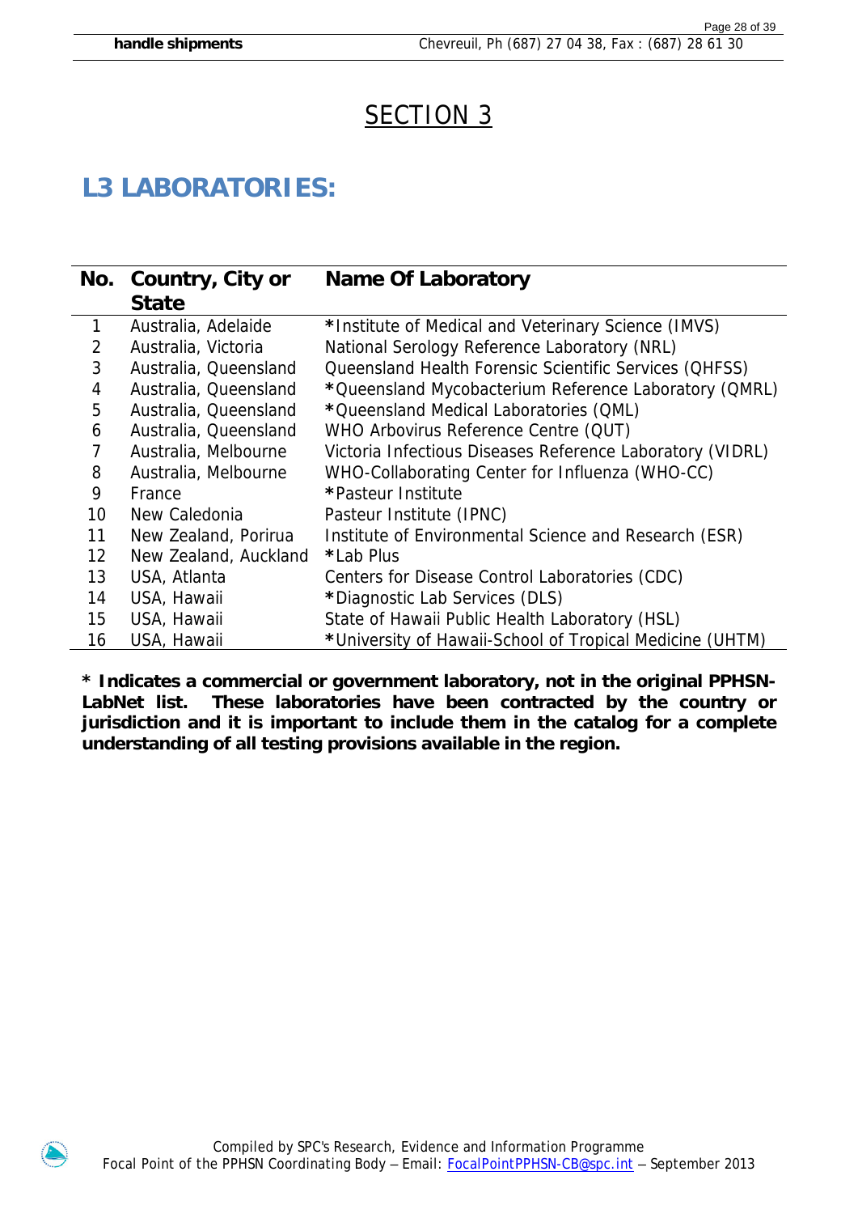# SECTION 3

## L3 LABORATORIES:

| No. | Country, City or State | Name Of Laboratory |
|---|---|---|
| 1 | Australia, Adelaide | *Institute of Medical and Veterinary Science (IMVS) |
| 2 | Australia, Victoria | National Serology Reference Laboratory (NRL) |
| 3 | Australia, Queensland | Queensland Health Forensic Scientific Services (QHFSS) |
| 4 | Australia, Queensland | *Queensland Mycobacterium Reference Laboratory (QMRL) |
| 5 | Australia, Queensland | *Queensland Medical Laboratories (QML) |
| 6 | Australia, Queensland | WHO Arbovirus Reference Centre (QUT) |
| 7 | Australia, Melbourne | Victoria Infectious Diseases Reference Laboratory (VIDRL) |
| 8 | Australia, Melbourne | WHO-Collaborating Center for Influenza (WHO-CC) |
| 9 | France | *Pasteur Institute |
| 10 | New Caledonia | Pasteur Institute (IPNC) |
| 11 | New Zealand, Porirua | Institute of Environmental Science and Research (ESR) |
| 12 | New Zealand, Auckland | *Lab Plus |
| 13 | USA, Atlanta | Centers for Disease Control Laboratories (CDC) |
| 14 | USA, Hawaii | *Diagnostic Lab Services (DLS) |
| 15 | USA, Hawaii | State of Hawaii Public Health Laboratory (HSL) |
| 16 | USA, Hawaii | *University of Hawaii-School of Tropical Medicine (UHTM) |

**\* Indicates a commercial or government laboratory, not in the original PPHSN-LabNet list. These laboratories have been contracted by the country or jurisdiction and it is important to include them in the catalog for a complete understanding of all testing provisions available in the region.**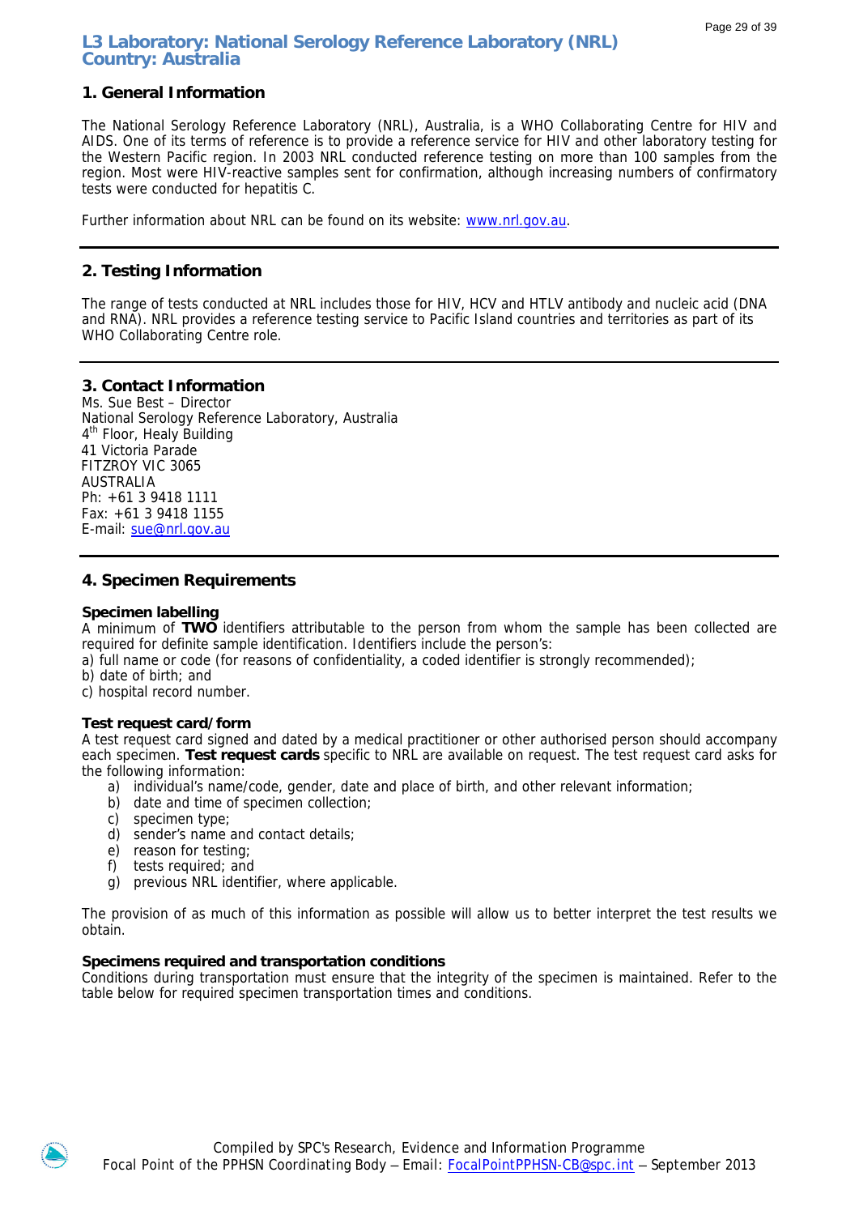# L3 Laboratory: National Serology Reference Laboratory (NRL)
# Country: Australia

## 1. General Information

The National Serology Reference Laboratory (NRL), Australia, is a WHO Collaborating Centre for HIV and AIDS. One of its terms of reference is to provide a reference service for HIV and other laboratory testing for the Western Pacific region. In 2003 NRL conducted reference testing on more than 100 samples from the region. Most were HIV-reactive samples sent for confirmation, although increasing numbers of confirmatory tests were conducted for hepatitis C.

Further information about NRL can be found on its website: [www.nrl.gov.au](http://www.nrl.gov.au).

---

## 2. Testing Information

The range of tests conducted at NRL includes those for HIV, HCV and HTLV antibody and nucleic acid (DNA and RNA). NRL provides a reference testing service to Pacific Island countries and territories as part of its WHO Collaborating Centre role.

---

## 3. Contact Information

Ms. Sue Best – Director
National Serology Reference Laboratory, Australia
4th Floor, Healy Building
41 Victoria Parade
FITZROY VIC 3065
AUSTRALIA
Ph: +61 3 9418 1111
Fax: +61 3 9418 1155
E-mail: [sue@nrl.gov.au](mailto:sue@nrl.gov.au)

---

## 4. Specimen Requirements

### Specimen labelling

A minimum of **TWO** identifiers attributable to the person from whom the sample has been collected are required for definite sample identification. Identifiers include the person's:

a) full name or code (for reasons of confidentiality, a coded identifier is strongly recommended);
b) date of birth; and
c) hospital record number.

### Test request card/form

A test request card signed and dated by a medical practitioner or other authorised person should accompany each specimen. **Test request cards** specific to NRL are available on request. The test request card asks for the following information:

a) individual's name/code, gender, date and place of birth, and other relevant information;
b) date and time of specimen collection;
c) specimen type;
d) sender's name and contact details;
e) reason for testing;
f) tests required; and
g) previous NRL identifier, where applicable.

The provision of as much of this information as possible will allow us to better interpret the test results we obtain.

### Specimens required and transportation conditions

Conditions during transportation must ensure that the integrity of the specimen is maintained. Refer to the table below for required specimen transportation times and conditions.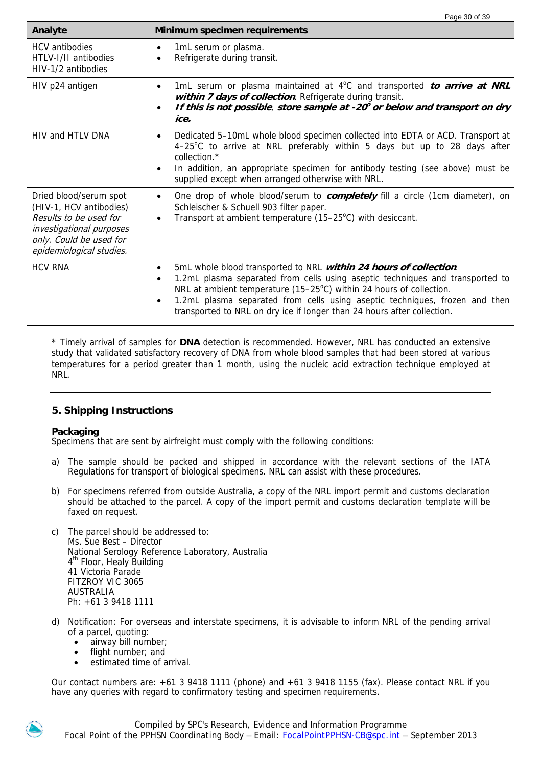| Analyte | Minimum specimen requirements |
|---|---|
| HCV antibodies<br>HTLV-I/II antibodies<br>HIV-1/2 antibodies | • 1mL serum or plasma.<br>• Refrigerate during transit. |
| HIV p24 antigen | • 1mL serum or plasma maintained at 4°C and transported ***to arrive at NRL within 7 days of collection***. Refrigerate during transit.<br>• ***If this is not possible, store sample at -20° or below and transport on dry ice.*** |
| HIV and HTLV DNA | • Dedicated 5–10mL whole blood specimen collected into EDTA or ACD. Transport at 4–25°C to arrive at NRL preferably within 5 days but up to 28 days after collection.*<br>• In addition, an appropriate specimen for antibody testing (see above) must be supplied except when arranged otherwise with NRL. |
| Dried blood/serum spot (HIV-1, HCV antibodies)<br>*Results to be used for investigational purposes only. Could be used for epidemiological studies.* | • One drop of whole blood/serum to ***completely*** fill a circle (1cm diameter), on Schleischer & Schuell 903 filter paper.<br>• Transport at ambient temperature (15–25°C) with desiccant. |
| HCV RNA | • 5mL whole blood transported to NRL ***within 24 hours of collection***.<br>• 1.2mL plasma separated from cells using aseptic techniques and transported to NRL at ambient temperature (15–25°C) within 24 hours of collection.<br>• 1.2mL plasma separated from cells using aseptic techniques, frozen and then transported to NRL on dry ice if longer than 24 hours after collection. |

\* Timely arrival of samples for **DNA** detection is recommended. However, NRL has conducted an extensive study that validated satisfactory recovery of DNA from whole blood samples that had been stored at various temperatures for a period greater than 1 month, using the nucleic acid extraction technique employed at NRL.

## 5. Shipping Instructions

**Packaging**

Specimens that are sent by airfreight must comply with the following conditions:

a) The sample should be packed and shipped in accordance with the relevant sections of the IATA Regulations for transport of biological specimens. NRL can assist with these procedures.

b) For specimens referred from outside Australia, a copy of the NRL import permit and customs declaration should be attached to the parcel. A copy of the import permit and customs declaration template will be faxed on request.

c) The parcel should be addressed to:
Ms. Sue Best – Director
National Serology Reference Laboratory, Australia
4th Floor, Healy Building
41 Victoria Parade
FITZROY VIC 3065
AUSTRALIA
Ph: +61 3 9418 1111

d) Notification: For overseas and interstate specimens, it is advisable to inform NRL of the pending arrival of a parcel, quoting:
   - airway bill number;
   - flight number; and
   - estimated time of arrival.

Our contact numbers are: +61 3 9418 1111 (phone) and +61 3 9418 1155 (fax). Please contact NRL if you have any queries with regard to confirmatory testing and specimen requirements.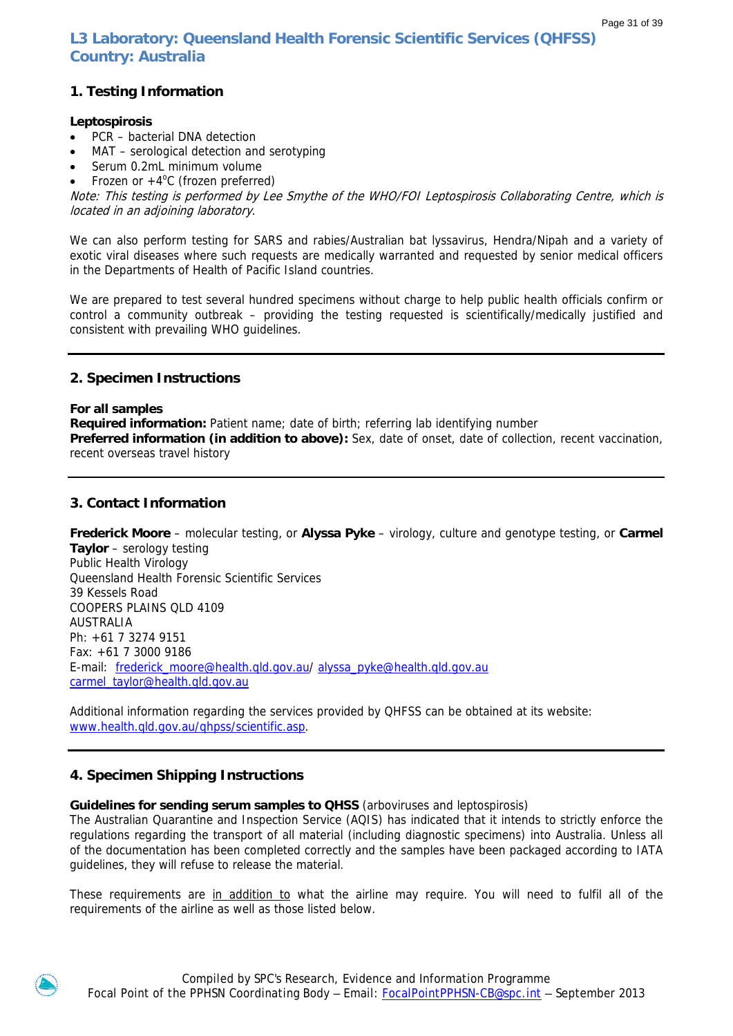# L3 Laboratory: Queensland Health Forensic Scientific Services (QHFSS) Country: Australia

## 1. Testing Information

**Leptospirosis**

- PCR – bacterial DNA detection
- MAT – serological detection and serotyping
- Serum 0.2mL minimum volume
- Frozen or +4°C (frozen preferred)

*Note: This testing is performed by Lee Smythe of the WHO/FOI Leptospirosis Collaborating Centre, which is located in an adjoining laboratory.*

We can also perform testing for SARS and rabies/Australian bat lyssavirus, Hendra/Nipah and a variety of exotic viral diseases where such requests are medically warranted and requested by senior medical officers in the Departments of Health of Pacific Island countries.

We are prepared to test several hundred specimens without charge to help public health officials confirm or control a community outbreak – providing the testing requested is scientifically/medically justified and consistent with prevailing WHO guidelines.

## 2. Specimen Instructions

**For all samples**

**Required information:** Patient name; date of birth; referring lab identifying number

**Preferred information (in addition to above):** Sex, date of onset, date of collection, recent vaccination, recent overseas travel history

## 3. Contact Information

**Frederick Moore** – molecular testing, or **Alyssa Pyke** – virology, culture and genotype testing, or **Carmel Taylor** – serology testing

Public Health Virology

Queensland Health Forensic Scientific Services

39 Kessels Road

COOPERS PLAINS QLD 4109

AUSTRALIA

Ph: +61 7 3274 9151

Fax: +61 7 3000 9186

E-mail: frederick_moore@health.qld.gov.au/ alyssa_pyke@health.qld.gov.au carmel_taylor@health.qld.gov.au

Additional information regarding the services provided by QHFSS can be obtained at its website: www.health.qld.gov.au/qhpss/scientific.asp.

## 4. Specimen Shipping Instructions

**Guidelines for sending serum samples to QHSS** (arboviruses and leptospirosis)

The Australian Quarantine and Inspection Service (AQIS) has indicated that it intends to strictly enforce the regulations regarding the transport of all material (including diagnostic specimens) into Australia. Unless all of the documentation has been completed correctly and the samples have been packaged according to IATA guidelines, they will refuse to release the material.

These requirements are in addition to what the airline may require. You will need to fulfil all of the requirements of the airline as well as those listed below.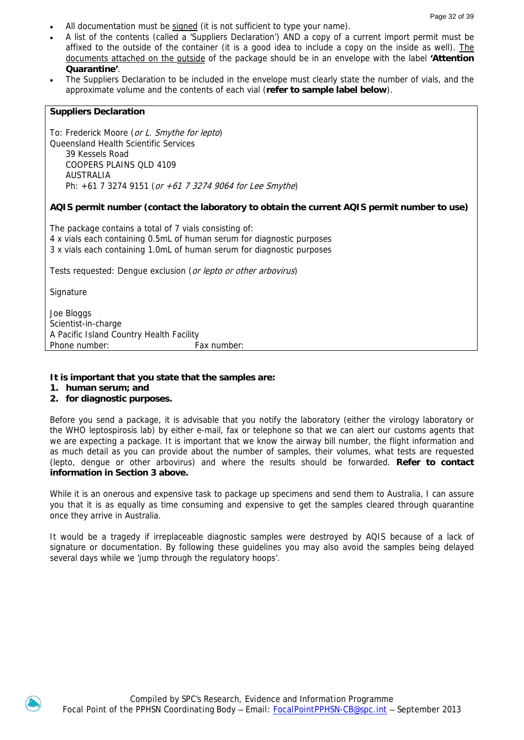- All documentation must be signed (it is not sufficient to type your name).
- A list of the contents (called a 'Suppliers Declaration') AND a copy of a current import permit must be affixed to the outside of the container (it is a good idea to include a copy on the inside as well). The documents attached on the outside of the package should be in an envelope with the label **'Attention Quarantine'**.
- The Suppliers Declaration to be included in the envelope must clearly state the number of vials, and the approximate volume and the contents of each vial (**refer to sample label below**).

> **Suppliers Declaration**
>
> To: Frederick Moore (*or L. Smythe for lepto*)
> Queensland Health Scientific Services
> 39 Kessels Road
> COOPERS PLAINS QLD 4109
> AUSTRALIA
> Ph: +61 7 3274 9151 (*or +61 7 3274 9064 for Lee Smythe*)
>
> **AQIS permit number (contact the laboratory to obtain the current AQIS permit number to use)**
>
> The package contains a total of 7 vials consisting of:
> 4 x vials each containing 0.5mL of human serum for diagnostic purposes
> 3 x vials each containing 1.0mL of human serum for diagnostic purposes
>
> Tests requested: Dengue exclusion (*or lepto or other arbovirus*)
>
> Signature
>
> Joe Bloggs
> Scientist-in-charge
> A Pacific Island Country Health Facility
> Phone number: Fax number:

**It is important that you state that the samples are:**

1. **human serum; and**
2. **for diagnostic purposes.**

Before you send a package, it is advisable that you notify the laboratory (either the virology laboratory or the WHO leptospirosis lab) by either e-mail, fax or telephone so that we can alert our customs agents that we are expecting a package. It is important that we know the airway bill number, the flight information and as much detail as you can provide about the number of samples, their volumes, what tests are requested (lepto, dengue or other arbovirus) and where the results should be forwarded. **Refer to contact information in Section 3 above.**

While it is an onerous and expensive task to package up specimens and send them to Australia, I can assure you that it is as equally as time consuming and expensive to get the samples cleared through quarantine once they arrive in Australia.

It would be a tragedy if irreplaceable diagnostic samples were destroyed by AQIS because of a lack of signature or documentation. By following these guidelines you may also avoid the samples being delayed several days while we 'jump through the regulatory hoops'.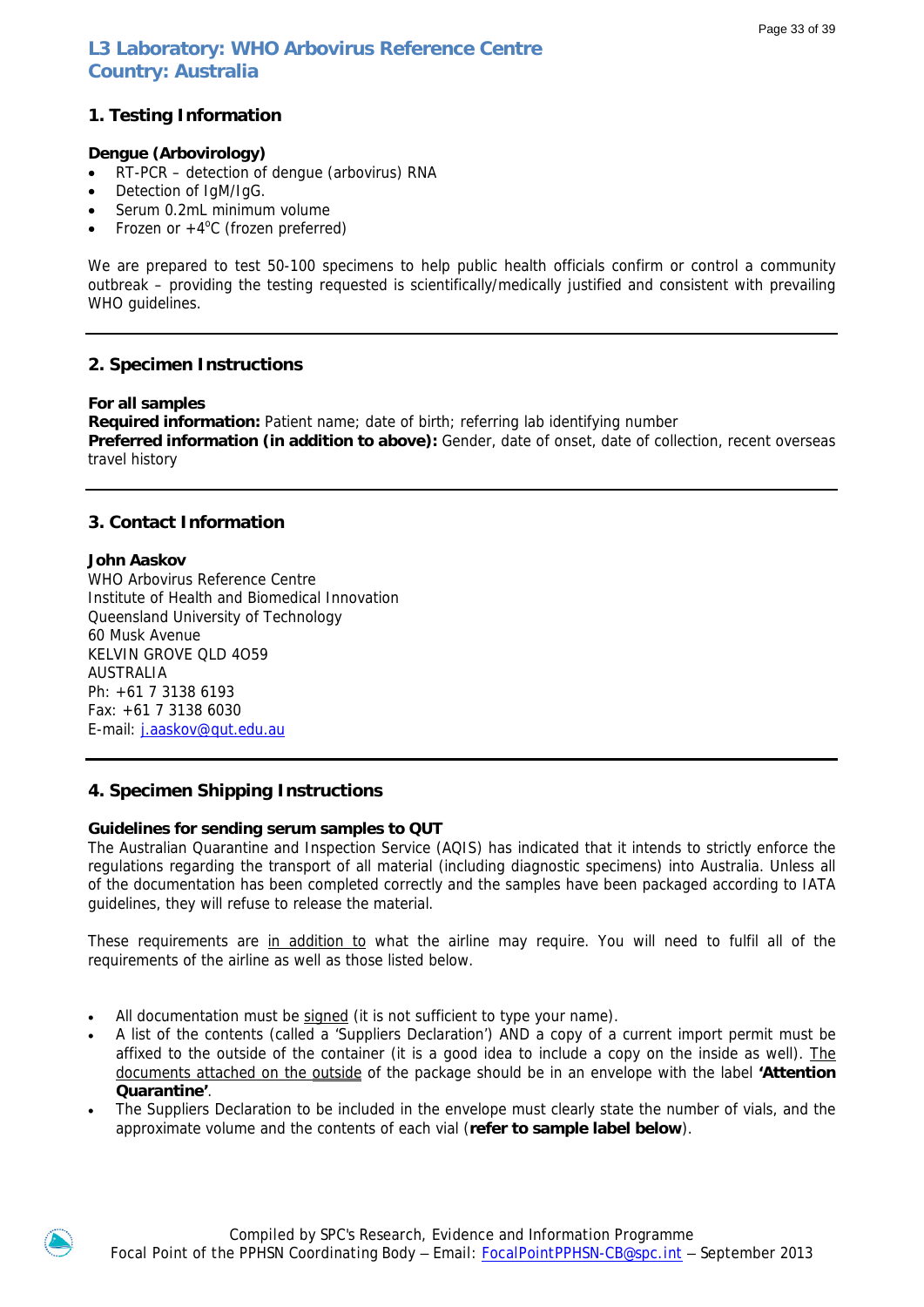## L3 Laboratory: WHO Arbovirus Reference Centre
## Country: Australia

### 1. Testing Information

**Dengue (Arbovirology)**

- RT-PCR – detection of dengue (arbovirus) RNA
- Detection of IgM/IgG.
- Serum 0.2mL minimum volume
- Frozen or +4°C (frozen preferred)

We are prepared to test 50-100 specimens to help public health officials confirm or control a community outbreak – providing the testing requested is scientifically/medically justified and consistent with prevailing WHO guidelines.

---

### 2. Specimen Instructions

**For all samples**
**Required information:** Patient name; date of birth; referring lab identifying number
**Preferred information (in addition to above):** Gender, date of onset, date of collection, recent overseas travel history

---

### 3. Contact Information

**John Aaskov**
WHO Arbovirus Reference Centre
Institute of Health and Biomedical Innovation
Queensland University of Technology
60 Musk Avenue
KELVIN GROVE QLD 4059
AUSTRALIA
Ph: +61 7 3138 6193
Fax: +61 7 3138 6030
E-mail: j.aaskov@qut.edu.au

---

### 4. Specimen Shipping Instructions

**Guidelines for sending serum samples to QUT**

The Australian Quarantine and Inspection Service (AQIS) has indicated that it intends to strictly enforce the regulations regarding the transport of all material (including diagnostic specimens) into Australia. Unless all of the documentation has been completed correctly and the samples have been packaged according to IATA guidelines, they will refuse to release the material.

These requirements are <u>in addition to</u> what the airline may require. You will need to fulfil all of the requirements of the airline as well as those listed below.

- All documentation must be <u>signed</u> (it is not sufficient to type your name).
- A list of the contents (called a 'Suppliers Declaration') AND a copy of a current import permit must be affixed to the outside of the container (it is a good idea to include a copy on the inside as well). <u>The documents attached on the outside</u> of the package should be in an envelope with the label **'Attention Quarantine'**.
- The Suppliers Declaration to be included in the envelope must clearly state the number of vials, and the approximate volume and the contents of each vial (**refer to sample label below**).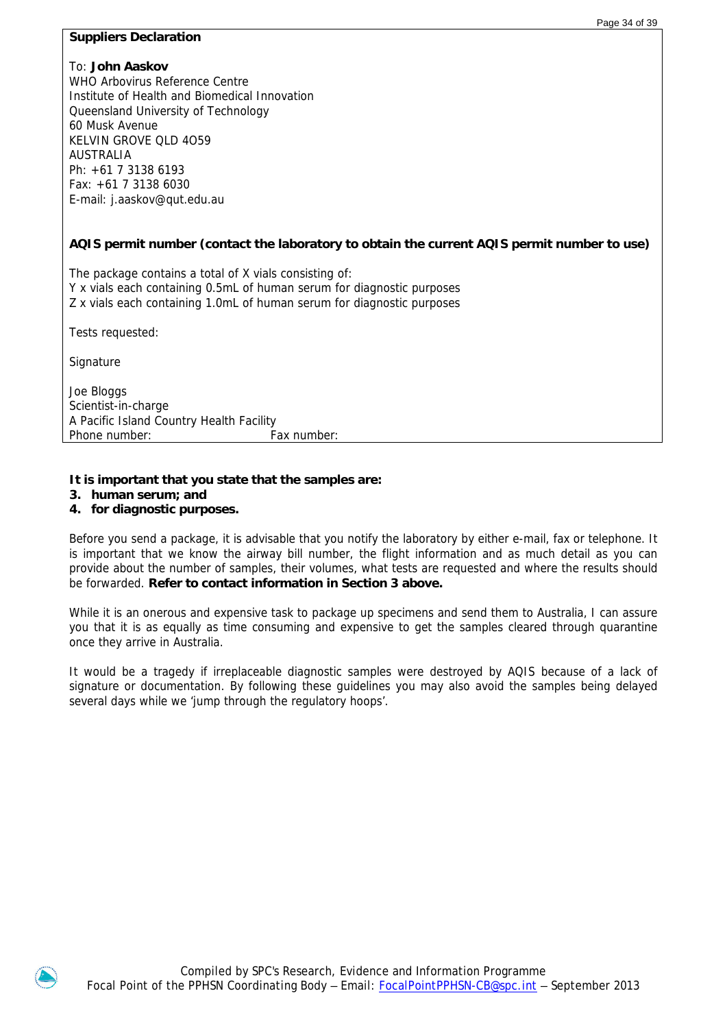**Suppliers Declaration**

To: **John Aaskov**
WHO Arbovirus Reference Centre
Institute of Health and Biomedical Innovation
Queensland University of Technology
60 Musk Avenue
KELVIN GROVE QLD 4O59
AUSTRALIA
Ph: +61 7 3138 6193
Fax: +61 7 3138 6030
E-mail: j.aaskov@qut.edu.au

**AQIS permit number (contact the laboratory to obtain the current AQIS permit number to use)**

The package contains a total of X vials consisting of:
Y x vials each containing 0.5mL of human serum for diagnostic purposes
Z x vials each containing 1.0mL of human serum for diagnostic purposes

Tests requested:

Signature

Joe Bloggs
Scientist-in-charge
A Pacific Island Country Health Facility
Phone number: Fax number:

**It is important that you state that the samples are:**

3. **human serum; and**
4. **for diagnostic purposes.**

Before you send a package, it is advisable that you notify the laboratory by either e-mail, fax or telephone. It is important that we know the airway bill number, the flight information and as much detail as you can provide about the number of samples, their volumes, what tests are requested and where the results should be forwarded. **Refer to contact information in Section 3 above.**

While it is an onerous and expensive task to package up specimens and send them to Australia, I can assure you that it is as equally as time consuming and expensive to get the samples cleared through quarantine once they arrive in Australia.

It would be a tragedy if irreplaceable diagnostic samples were destroyed by AQIS because of a lack of signature or documentation. By following these guidelines you may also avoid the samples being delayed several days while we 'jump through the regulatory hoops'.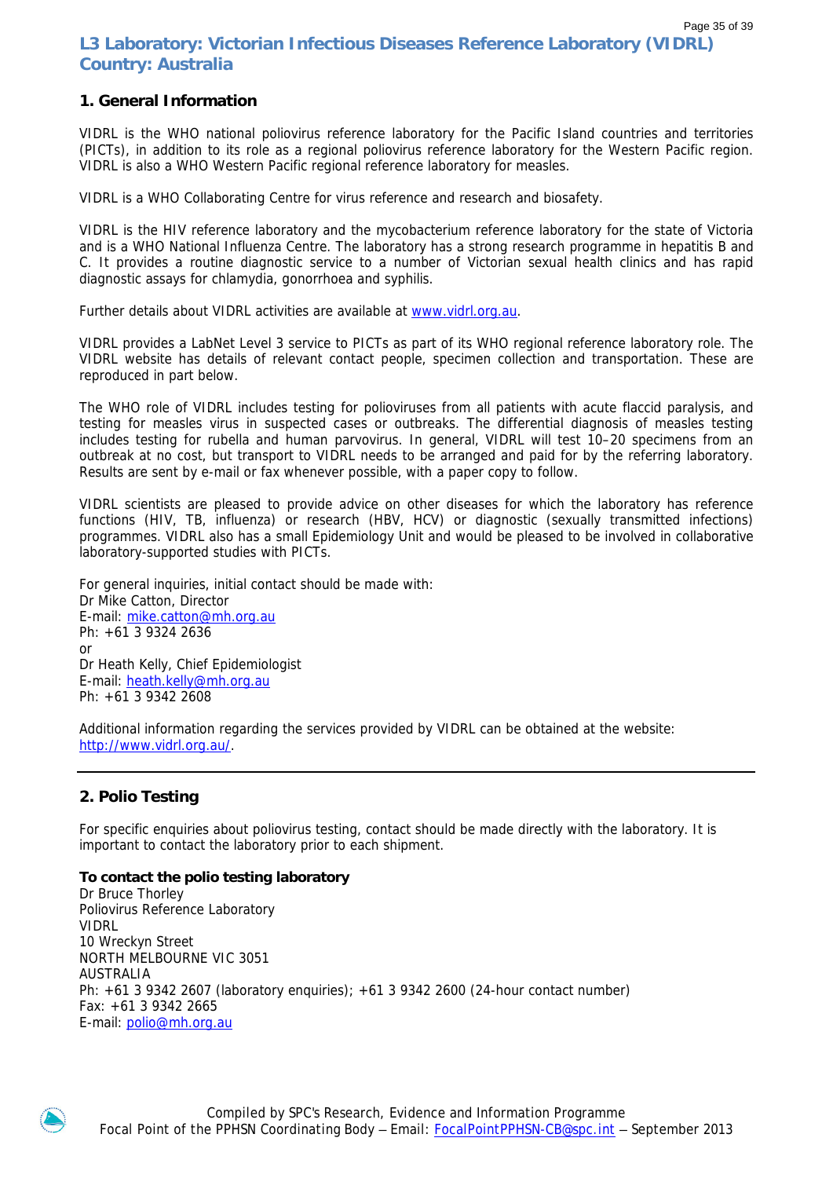# L3 Laboratory: Victorian Infectious Diseases Reference Laboratory (VIDRL) Country: Australia

## 1. General Information

VIDRL is the WHO national poliovirus reference laboratory for the Pacific Island countries and territories (PICTs), in addition to its role as a regional poliovirus reference laboratory for the Western Pacific region. VIDRL is also a WHO Western Pacific regional reference laboratory for measles.

VIDRL is a WHO Collaborating Centre for virus reference and research and biosafety.

VIDRL is the HIV reference laboratory and the mycobacterium reference laboratory for the state of Victoria and is a WHO National Influenza Centre. The laboratory has a strong research programme in hepatitis B and C. It provides a routine diagnostic service to a number of Victorian sexual health clinics and has rapid diagnostic assays for chlamydia, gonorrhoea and syphilis.

Further details about VIDRL activities are available at www.vidrl.org.au.

VIDRL provides a LabNet Level 3 service to PICTs as part of its WHO regional reference laboratory role. The VIDRL website has details of relevant contact people, specimen collection and transportation. These are reproduced in part below.

The WHO role of VIDRL includes testing for polioviruses from all patients with acute flaccid paralysis, and testing for measles virus in suspected cases or outbreaks. The differential diagnosis of measles testing includes testing for rubella and human parvovirus. In general, VIDRL will test 10–20 specimens from an outbreak at no cost, but transport to VIDRL needs to be arranged and paid for by the referring laboratory. Results are sent by e-mail or fax whenever possible, with a paper copy to follow.

VIDRL scientists are pleased to provide advice on other diseases for which the laboratory has reference functions (HIV, TB, influenza) or research (HBV, HCV) or diagnostic (sexually transmitted infections) programmes. VIDRL also has a small Epidemiology Unit and would be pleased to be involved in collaborative laboratory-supported studies with PICTs.

For general inquiries, initial contact should be made with:
Dr Mike Catton, Director
E-mail: mike.catton@mh.org.au
Ph: +61 3 9324 2636
or
Dr Heath Kelly, Chief Epidemiologist
E-mail: heath.kelly@mh.org.au
Ph: +61 3 9342 2608

Additional information regarding the services provided by VIDRL can be obtained at the website: http://www.vidrl.org.au/.

---

## 2. Polio Testing

For specific enquiries about poliovirus testing, contact should be made directly with the laboratory. It is important to contact the laboratory prior to each shipment.

**To contact the polio testing laboratory**
Dr Bruce Thorley
Poliovirus Reference Laboratory
VIDRL
10 Wreckyn Street
NORTH MELBOURNE VIC 3051
AUSTRALIA
Ph: +61 3 9342 2607 (laboratory enquiries); +61 3 9342 2600 (24-hour contact number)
Fax: +61 3 9342 2665
E-mail: polio@mh.org.au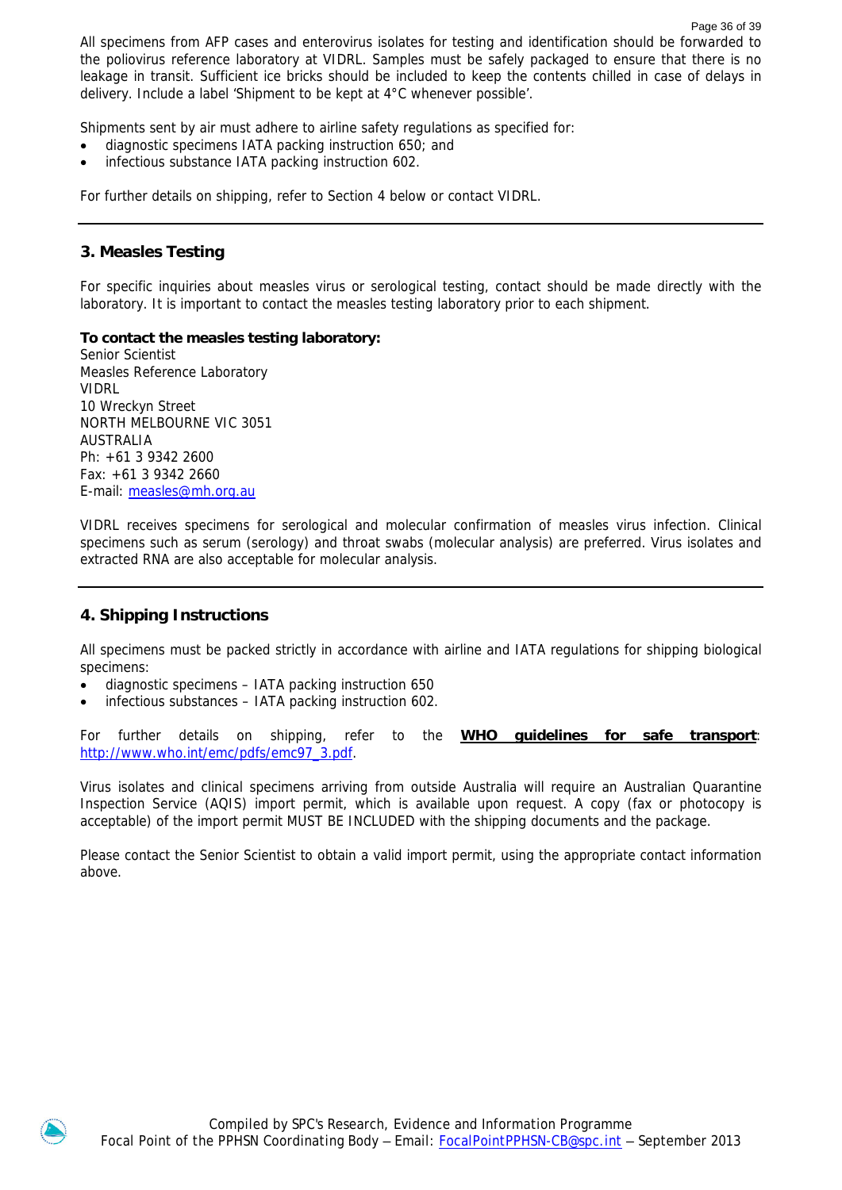All specimens from AFP cases and enterovirus isolates for testing and identification should be forwarded to the poliovirus reference laboratory at VIDRL. Samples must be safely packaged to ensure that there is no leakage in transit. Sufficient ice bricks should be included to keep the contents chilled in case of delays in delivery. Include a label 'Shipment to be kept at 4°C whenever possible'.

Shipments sent by air must adhere to airline safety regulations as specified for:

- diagnostic specimens IATA packing instruction 650; and
- infectious substance IATA packing instruction 602.

For further details on shipping, refer to Section 4 below or contact VIDRL.

---

## 3. Measles Testing

For specific inquiries about measles virus or serological testing, contact should be made directly with the laboratory. It is important to contact the measles testing laboratory prior to each shipment.

**To contact the measles testing laboratory:**
Senior Scientist
Measles Reference Laboratory
VIDRL
10 Wreckyn Street
NORTH MELBOURNE VIC 3051
AUSTRALIA
Ph: +61 3 9342 2600
Fax: +61 3 9342 2660
E-mail: measles@mh.org.au

VIDRL receives specimens for serological and molecular confirmation of measles virus infection. Clinical specimens such as serum (serology) and throat swabs (molecular analysis) are preferred. Virus isolates and extracted RNA are also acceptable for molecular analysis.

---

## 4. Shipping Instructions

All specimens must be packed strictly in accordance with airline and IATA regulations for shipping biological specimens:

- diagnostic specimens – IATA packing instruction 650
- infectious substances – IATA packing instruction 602.

For further details on shipping, refer to the **WHO guidelines for safe transport**: http://www.who.int/emc/pdfs/emc97_3.pdf.

Virus isolates and clinical specimens arriving from outside Australia will require an Australian Quarantine Inspection Service (AQIS) import permit, which is available upon request. A copy (fax or photocopy is acceptable) of the import permit MUST BE INCLUDED with the shipping documents and the package.

Please contact the Senior Scientist to obtain a valid import permit, using the appropriate contact information above.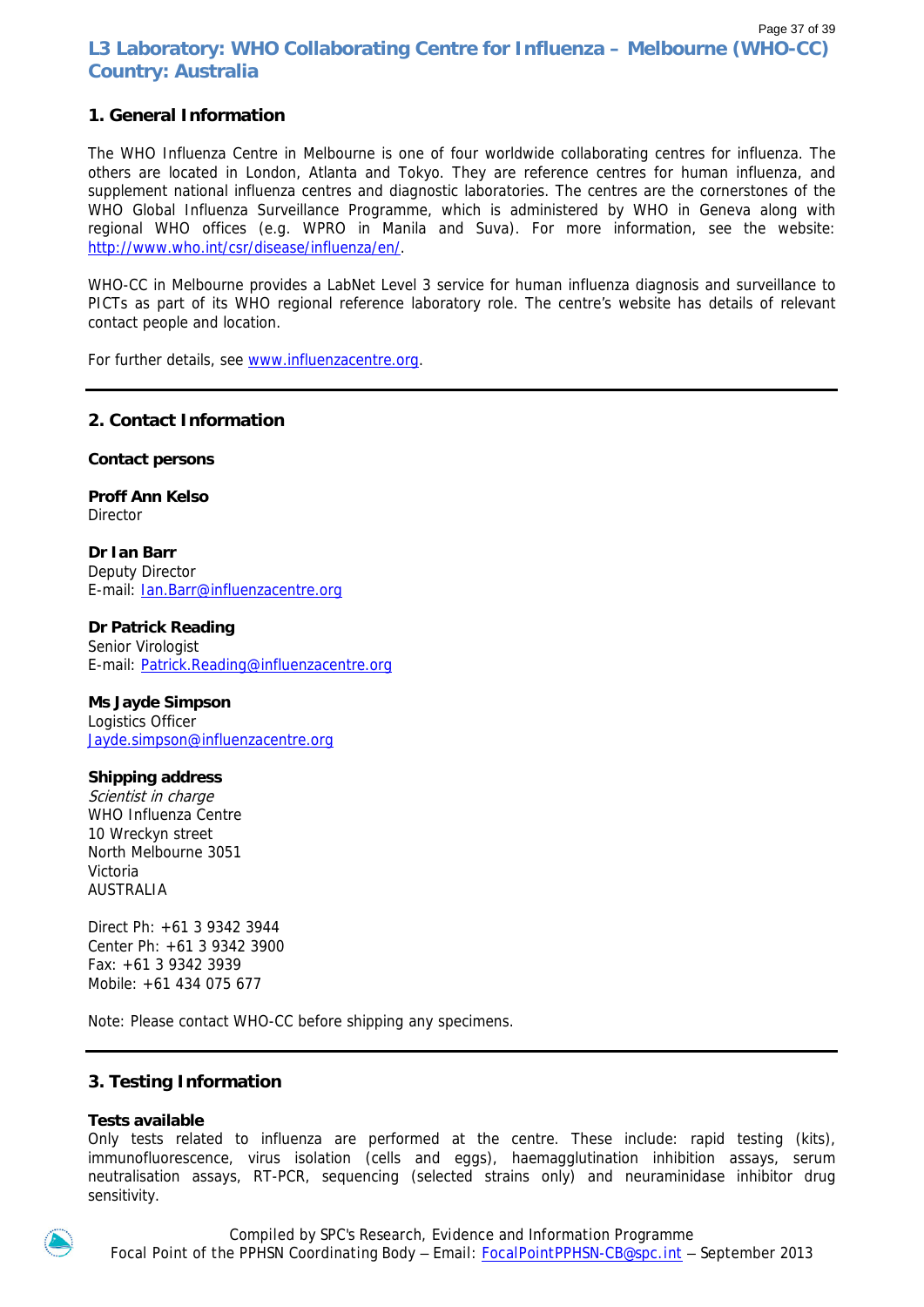# L3 Laboratory: WHO Collaborating Centre for Influenza – Melbourne (WHO-CC)
# Country: Australia

## 1. General Information

The WHO Influenza Centre in Melbourne is one of four worldwide collaborating centres for influenza. The others are located in London, Atlanta and Tokyo. They are reference centres for human influenza, and supplement national influenza centres and diagnostic laboratories. The centres are the cornerstones of the WHO Global Influenza Surveillance Programme, which is administered by WHO in Geneva along with regional WHO offices (e.g. WPRO in Manila and Suva). For more information, see the website: http://www.who.int/csr/disease/influenza/en/.

WHO-CC in Melbourne provides a LabNet Level 3 service for human influenza diagnosis and surveillance to PICTs as part of its WHO regional reference laboratory role. The centre's website has details of relevant contact people and location.

For further details, see www.influenzacentre.org.

---

## 2. Contact Information

**Contact persons**

**Proff Ann Kelso**
Director

**Dr Ian Barr**
Deputy Director
E-mail: Ian.Barr@influenzacentre.org

**Dr Patrick Reading**
Senior Virologist
E-mail: Patrick.Reading@influenzacentre.org

**Ms Jayde Simpson**
Logistics Officer
Jayde.simpson@influenzacentre.org

**Shipping address**
*Scientist in charge*
WHO Influenza Centre
10 Wreckyn street
North Melbourne 3051
Victoria
AUSTRALIA

Direct Ph: +61 3 9342 3944
Center Ph: +61 3 9342 3900
Fax: +61 3 9342 3939
Mobile: +61 434 075 677

Note: Please contact WHO-CC before shipping any specimens.

---

## 3. Testing Information

**Tests available**
Only tests related to influenza are performed at the centre. These include: rapid testing (kits), immunofluorescence, virus isolation (cells and eggs), haemagglutination inhibition assays, serum neutralisation assays, RT-PCR, sequencing (selected strains only) and neuraminidase inhibitor drug sensitivity.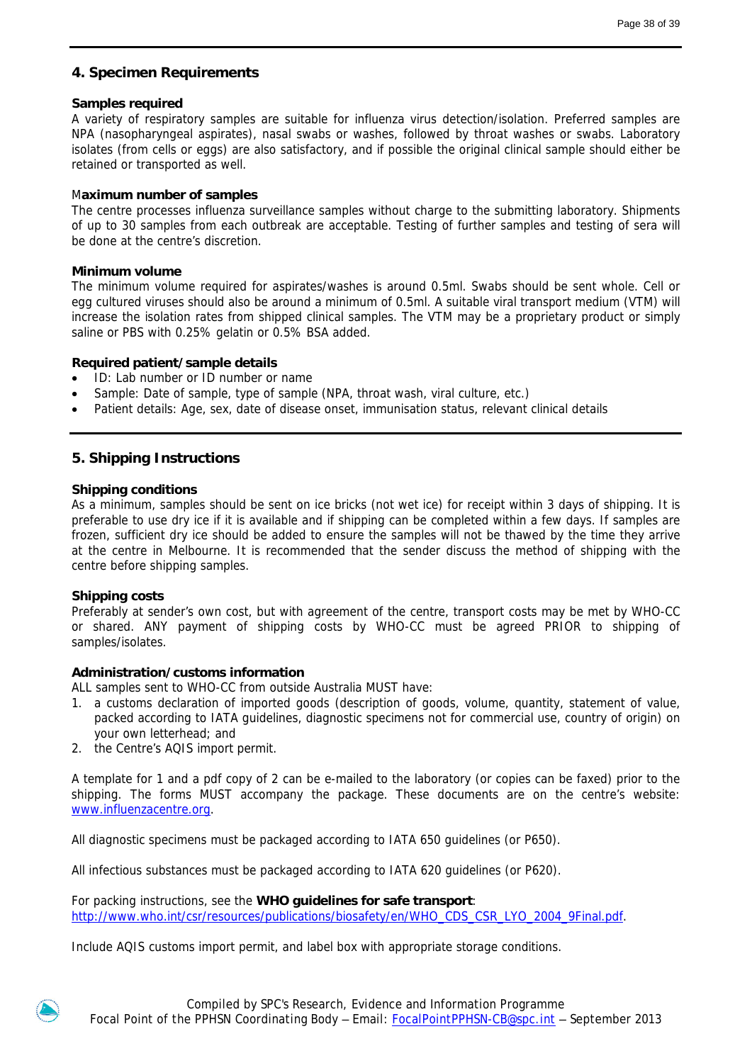## 4. Specimen Requirements

### Samples required

A variety of respiratory samples are suitable for influenza virus detection/isolation. Preferred samples are NPA (nasopharyngeal aspirates), nasal swabs or washes, followed by throat washes or swabs. Laboratory isolates (from cells or eggs) are also satisfactory, and if possible the original clinical sample should either be retained or transported as well.

### Maximum number of samples

The centre processes influenza surveillance samples without charge to the submitting laboratory. Shipments of up to 30 samples from each outbreak are acceptable. Testing of further samples and testing of sera will be done at the centre's discretion.

### Minimum volume

The minimum volume required for aspirates/washes is around 0.5ml. Swabs should be sent whole. Cell or egg cultured viruses should also be around a minimum of 0.5ml. A suitable viral transport medium (VTM) will increase the isolation rates from shipped clinical samples. The VTM may be a proprietary product or simply saline or PBS with 0.25% gelatin or 0.5% BSA added.

### Required patient/sample details

- ID: Lab number or ID number or name
- Sample: Date of sample, type of sample (NPA, throat wash, viral culture, etc.)
- Patient details: Age, sex, date of disease onset, immunisation status, relevant clinical details

## 5. Shipping Instructions

### Shipping conditions

As a minimum, samples should be sent on ice bricks (not wet ice) for receipt within 3 days of shipping. It is preferable to use dry ice if it is available and if shipping can be completed within a few days. If samples are frozen, sufficient dry ice should be added to ensure the samples will not be thawed by the time they arrive at the centre in Melbourne. It is recommended that the sender discuss the method of shipping with the centre before shipping samples.

### Shipping costs

Preferably at sender's own cost, but with agreement of the centre, transport costs may be met by WHO-CC or shared. ANY payment of shipping costs by WHO-CC must be agreed PRIOR to shipping of samples/isolates.

### Administration/customs information

ALL samples sent to WHO-CC from outside Australia MUST have:

1. a customs declaration of imported goods (description of goods, volume, quantity, statement of value, packed according to IATA guidelines, diagnostic specimens not for commercial use, country of origin) on your own letterhead; and
2. the Centre's AQIS import permit.

A template for 1 and a pdf copy of 2 can be e-mailed to the laboratory (or copies can be faxed) prior to the shipping. The forms MUST accompany the package. These documents are on the centre's website: www.influenzacentre.org.

All diagnostic specimens must be packaged according to IATA 650 guidelines (or P650).

All infectious substances must be packaged according to IATA 620 guidelines (or P620).

For packing instructions, see the **WHO guidelines for safe transport**: http://www.who.int/csr/resources/publications/biosafety/en/WHO_CDS_CSR_LYO_2004_9Final.pdf.

Include AQIS customs import permit, and label box with appropriate storage conditions.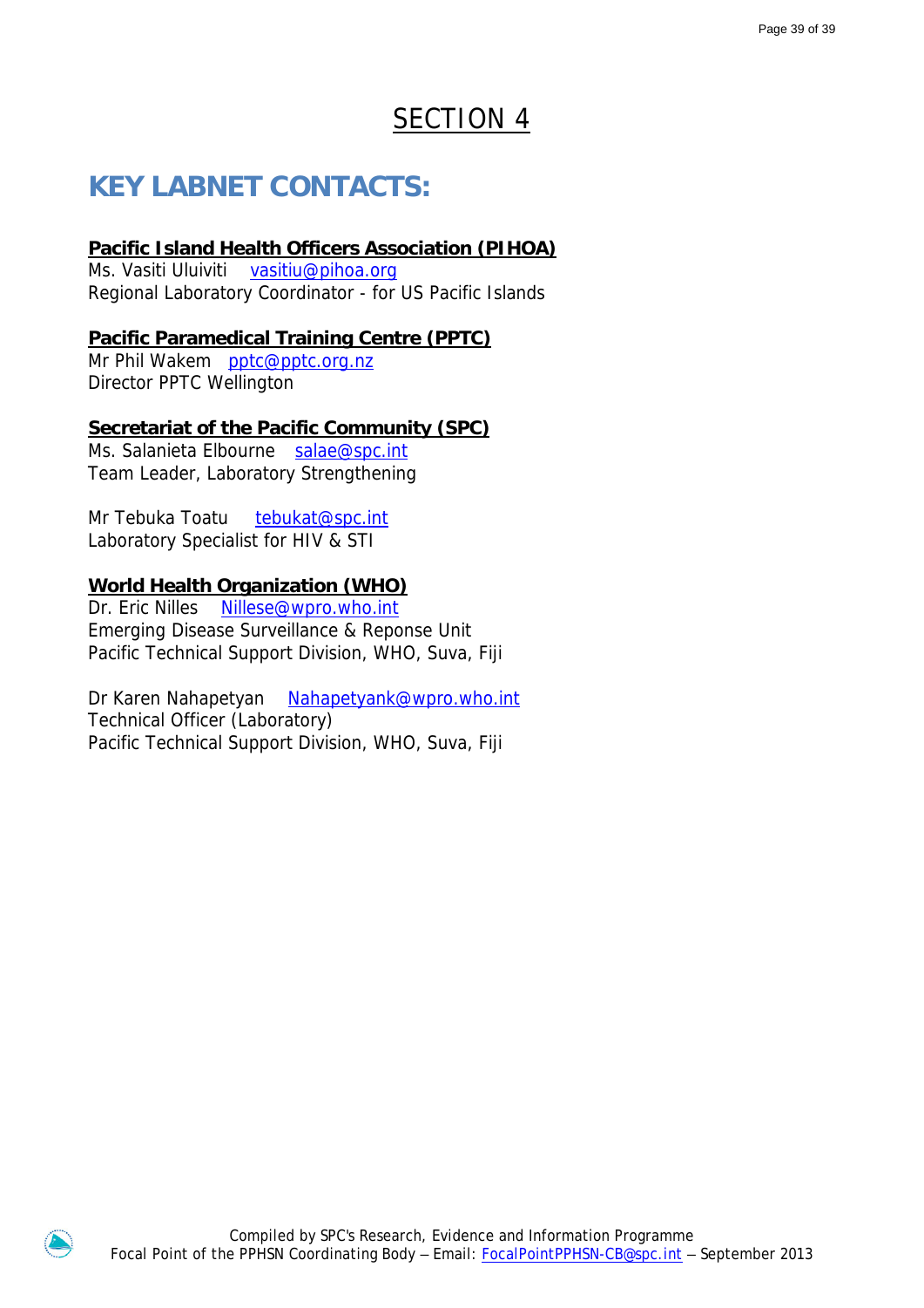# SECTION 4

## KEY LABNET CONTACTS:

**Pacific Island Health Officers Association (PIHOA)**
Ms. Vasiti Uluiviti vasitiu@pihoa.org
Regional Laboratory Coordinator - for US Pacific Islands

**Pacific Paramedical Training Centre (PPTC)**
Mr Phil Wakem pptc@pptc.org.nz
Director PPTC Wellington

**Secretariat of the Pacific Community (SPC)**
Ms. Salanieta Elbourne salae@spc.int
Team Leader, Laboratory Strengthening

Mr Tebuka Toatu tebukat@spc.int
Laboratory Specialist for HIV & STI

**World Health Organization (WHO)**
Dr. Eric Nilles Nillese@wpro.who.int
Emerging Disease Surveillance & Reponse Unit
Pacific Technical Support Division, WHO, Suva, Fiji

Dr Karen Nahapetyan Nahapetyank@wpro.who.int
Technical Officer (Laboratory)
Pacific Technical Support Division, WHO, Suva, Fiji

Compiled by SPC's Research, Evidence and Information Programme
Focal Point of the PPHSN Coordinating Body – Email: FocalPointPPHSN-CB@spc.int – September 2013